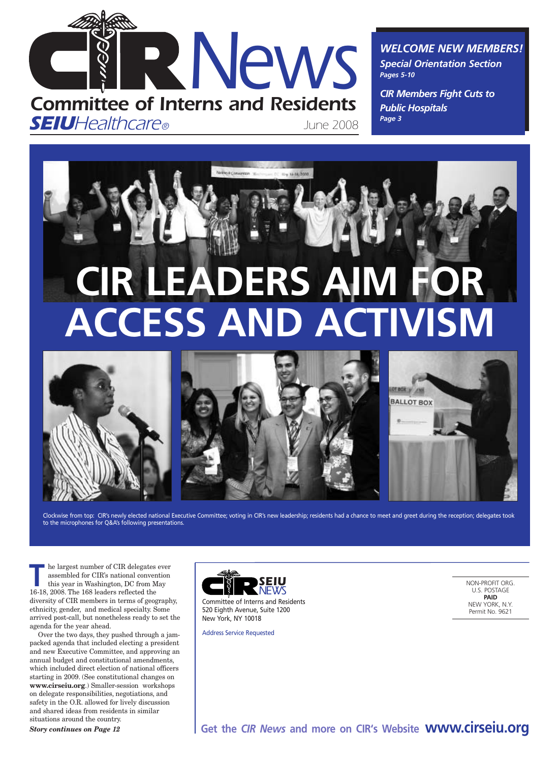# CIR News

**Committee of Interns and Residents**

***SEIU** Healthcare®*

June 2008

***WELCOME NEW MEMBERS!***

***Special Orientation Section***
***Pages 5-10***

***CIR Members Fight Cuts to Public Hospitals***
***Page 3***

# CIR LEADERS AIM FOR ACCESS AND ACTIVISM

Clockwise from top: CIR's newly elected national Executive Committee; voting in CIR's new leadership; residents had a chance to meet and greet during the reception; delegates took to the microphones for Q&A's following presentations.

The largest number of CIR delegates ever assembled for CIR's national convention this year in Washington, DC from May 16-18, 2008. The 168 leaders reflected the diversity of CIR members in terms of geography, ethnicity, gender, and medical specialty. Some arrived post-call, but nonetheless ready to set the agenda for the year ahead.

Over the two days, they pushed through a jam-packed agenda that included electing a president and new Executive Committee, and approving an annual budget and constitutional amendments, which included direct election of national officers starting in 2009. (See constitutional changes on **www.cirseiu.org**.) Smaller-session workshops on delegate responsibilities, negotiations, and safety in the O.R. allowed for lively discussion and shared ideas from residents in similar situations around the country.

***Story continues on Page 12***

CIR SEIU NEWS
Committee of Interns and Residents
520 Eighth Avenue, Suite 1200
New York, NY 10018

Address Service Requested

NON-PROFIT ORG.
U.S. POSTAGE
**PAID**
NEW YORK, N.Y.
Permit No. 9621

**Get the *CIR News* and more on CIR's Website www.cirseiu.org**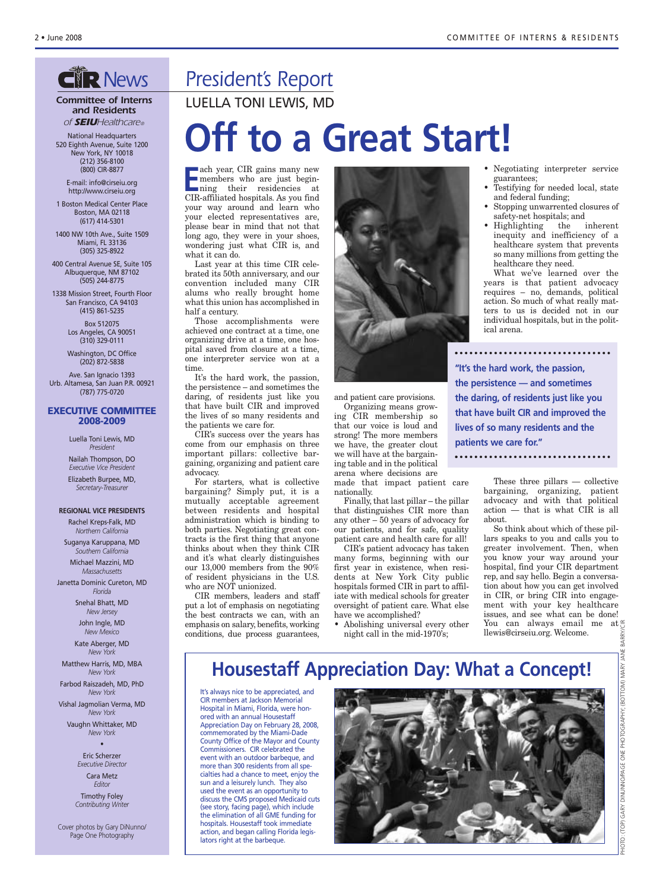# CIR News

**Committee of Interns and Residents**
*of SEIU Healthcare®*

National Headquarters
520 Eighth Avenue, Suite 1200
New York, NY 10018
(212) 356-8100
(800) CIR-8877

E-mail: info@cirseiu.org
http://www.cirseiu.org

1 Boston Medical Center Place
Boston, MA 02118
(617) 414-5301

1400 NW 10th Ave., Suite 1509
Miami, FL 33136
(305) 325-8922

400 Central Avenue SE, Suite 105
Albuquerque, NM 87102
(505) 244-8775

1338 Mission Street, Fourth Floor
San Francisco, CA 94103
(415) 861-5235

Box 512075
Los Angeles, CA 90051
(310) 329-0111

Washington, DC Office
(202) 872-5838

Ave. San Ignacio 1393
Urb. Altamesa, San Juan P.R. 00921
(787) 775-0720

### EXECUTIVE COMMITTEE 2008-2009

Luella Toni Lewis, MD
*President*

Nailah Thompson, DO
*Executive Vice President*

Elizabeth Burpee, MD,
*Secretary-Treasurer*

**REGIONAL VICE PRESIDENTS**

Rachel Kreps-Falk, MD
*Northern California*

Suganya Karuppana, MD
*Southern California*

Michael Mazzini, MD
*Massachusetts*

Janetta Dominic Cureton, MD
*Florida*

Snehal Bhatt, MD
*New Jersey*

John Ingle, MD
*New Mexico*

Kate Aberger, MD
*New York*

Matthew Harris, MD, MBA
*New York*

Farbod Raiszadeh, MD, PhD
*New York*

Vishal Jagmolian Verma, MD
*New York*

Vaughn Whittaker, MD
*New York*

•

Eric Scherzer
*Executive Director*

Cara Metz
*Editor*

Timothy Foley
*Contributing Writer*

Cover photos by Gary DiNunno/
Page One Photography

## *President's Report*

LUELLA TONI LEWIS, MD

# Off to a Great Start!

Each year, CIR gains many new members who are just beginning their residencies at CIR-affiliated hospitals. As you find your way around and learn who your elected representatives are, please bear in mind that not that long ago, they were in your shoes, wondering just what CIR is, and what it can do.

Last year at this time CIR celebrated its 50th anniversary, and our convention included many CIR alums who really brought home what this union has accomplished in half a century.

Those accomplishments were achieved one contract at a time, one organizing drive at a time, one hospital saved from closure at a time, one interpreter service won at a time.

It's the hard work, the passion, the persistence – and sometimes the daring, of residents just like you that have built CIR and improved the lives of so many residents and the patients we care for.

CIR's success over the years has come from our emphasis on three important pillars: collective bargaining, organizing and patient care advocacy.

For starters, what is collective bargaining? Simply put, it is a mutually acceptable agreement between residents and hospital administration which is binding to both parties. Negotiating great contracts is the first thing that anyone thinks about when they think CIR and it's what clearly distinguishes our 13,000 members from the 90% of resident physicians in the U.S. who are NOT unionized.

CIR members, leaders and staff put a lot of emphasis on negotiating the best contracts we can, with an emphasis on salary, benefits, working conditions, due process guarantees, and patient care provisions.

Organizing means growing CIR membership so that our voice is loud and strong! The more members we have, the greater clout we will have at the bargaining table and in the political arena where decisions are made that impact patient care nationally.

Finally, that last pillar – the pillar that distinguishes CIR more than any other – 50 years of advocacy for our patients, and for safe, quality patient care and health care for all!

CIR's patient advocacy has taken many forms, beginning with our first year in existence, when residents at New York City public hospitals formed CIR in part to affiliate with medical schools for greater oversight of patient care. What else have we accomplished?

- Abolishing universal every other night call in the mid-1970's;
- Negotiating interpreter service guarantees;
- Testifying for needed local, state and federal funding;
- Stopping unwarrented closures of safety-net hospitals; and
- Highlighting the inherent inequity and inefficiency of a healthcare system that prevents so many millions from getting the healthcare they need.

What we've learned over the years is that patient advocacy requires – no, demands, political action. So much of what really matters to us is decided not in our individual hospitals, but in the political arena.

> **"It's the hard work, the passion, the persistence — and sometimes the daring, of residents just like you that have built CIR and improved the lives of so many residents and the patients we care for."**

These three pillars — collective bargaining, organizing, patient advocacy and with that political action — that is what CIR is all about.

So think about which of these pillars speaks to you and calls you to greater involvement. Then, when you know your way around your hospital, find your CIR department rep, and say hello. Begin a conversation about how you can get involved in CIR, or bring CIR into engagement with your key healthcare issues, and see what can be done! You can always email me at llewis@cirseiu.org. Welcome.

## Housestaff Appreciation Day: What a Concept!

It's always nice to be appreciated, and CIR members at Jackson Memorial Hospital in Miami, Florida, were honored with an annual Housestaff Appreciation Day on February 28, 2008, commemorated by the Miami-Dade County Office of the Mayor and County Commissioners. CIR celebrated the event with an outdoor barbeque, and more than 300 residents from all specialties had a chance to meet, enjoy the sun and a leisurely lunch. They also used the event as an opportunity to discuss the CMS proposed Medicaid cuts (see story, facing page), which include the elimination of all GME funding for hospitals. Housestaff took immediate action, and began calling Florida legislators right at the barbeque.

PHOTO: (TOP) GARY DINUNNO/PAGE ONE PHOTOGRAPHY; (BOTTOM) MARY JANE BARRY/CIR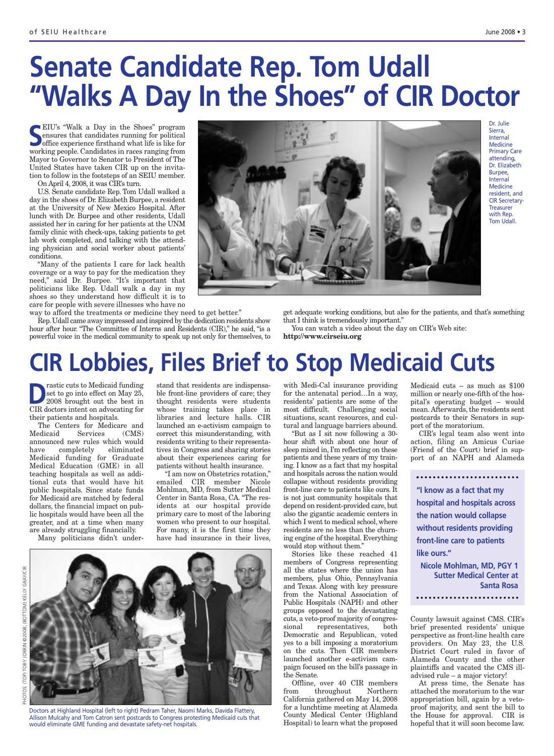# Senate Candidate Rep. Tom Udall "Walks A Day In the Shoes" of CIR Doctor

SEIU's "Walk a Day in the Shoes" program ensures that candidates running for political office experience firsthand what life is like for working people. Candidates in races ranging from Mayor to Governor to Senator to President of The United States have taken CIR up on the invitation to follow in the footsteps of an SEIU member.

On April 4, 2008, it was CIR's turn.

U.S. Senate candidate Rep. Tom Udall walked a day in the shoes of Dr. Elizabeth Burpee, a resident at the University of New Mexico Hospital. After lunch with Dr. Burpee and other residents, Udall assisted her in caring for her patients at the UNM family clinic with check-ups, taking patients to get lab work completed, and talking with the attending physician and social worker about patients' conditions.

"Many of the patients I care for lack health coverage or a way to pay for the medication they need," said Dr. Burpee. "It's important that politicians like Rep. Udall walk a day in my shoes so they understand how difficult it is to care for people with severe illnesses who have no way to afford the treatments or medicine they need to get better."

Rep. Udall came away impressed and inspired by the dedication residents show hour after hour. "The Committee of Interns and Residents (CIR)," he said, "is a powerful voice in the medical community to speak up not only for themselves, to get adequate working conditions, but also for the patients, and that's something that I think is tremendously important."

You can watch a video about the day on CIR's Web site: **http://www.cirseiu.org**

Dr. Julie Sierra, Internal Medicine Primary Care attending, Dr. Elizabeth Burpee, Internal Medicine resident, and CIR Secretary-Treasurer with Rep. Tom Udall.

# CIR Lobbies, Files Brief to Stop Medicaid Cuts

Drastic cuts to Medicaid funding set to go into effect on May 25, 2008 brought out the best in CIR doctors intent on advocating for their patients and hospitals.

The Centers for Medicare and Medicaid Services (CMS) announced new rules which would have completely eliminated Medicaid funding for Graduate Medical Education (GME) in all teaching hospitals as well as additional cuts that would have hit public hospitals. Since state funds for Medicaid are matched by federal dollars, the financial impact on public hospitals would have been all the greater, and at a time when many are already struggling financially.

Many politicians didn't understand that residents are indispensable front-line providers of care; they thought residents were students whose training takes place in libraries and lecture halls. CIR launched an e-activism campaign to correct this misunderstanding, with residents writing to their representatives in Congress and sharing stories about their experiences caring for patients without health insurance.

"I am now on Obstetrics rotation," emailed CIR member Nicole Mohlman, MD, from Sutter Medical Center in Santa Rosa, CA. "The residents at our hospital provide primary care to most of the laboring women who present to our hospital. For many, it is the first time they have had insurance in their lives, with Medi-Cal insurance providing for the antenatal period…In a way, residents' patients are some of the most difficult. Challenging social situations, scant resources, and cultural and language barriers abound.

"But as I sit now following a 30-hour shift with about one hour of sleep mixed in, I'm reflecting on these patients and these years of my training. I know as a fact that my hospital and hospitals across the nation would collapse without residents providing front-line care to patients like ours. It is not just community hospitals that depend on resident-provided care, but also the gigantic academic centers in which I went to medical school, where residents are no less than the churning engine of the hospital. Everything would stop without them."

Stories like these reached 41 members of Congress representing all the states where the union has members, plus Ohio, Pennsylvania and Texas. Along with key pressure from the National Association of Public Hospitals (NAPH) and other groups opposed to the devastating cuts, a veto-proof majority of congressional representatives, both Democratic and Republican, voted yes to a bill imposing a moratorium on the cuts. Then CIR members launched another e-activism campaign focused on the bill's passage in the Senate.

Offline, over 40 CIR members from throughout Northern California gathered on May 14, 2008 for a lunchtime meeting at Alameda County Medical Center (Highland Hospital) to learn what the proposed Medicaid cuts – as much as $100 million or nearly one-fifth of the hospital's operating budget – would mean. Afterwards, the residents sent postcards to their Senators in support of the moratorium.

CIR's legal team also went into action, filing an Amicus Curiae (Friend of the Court) brief in support of an NAPH and Alameda County lawsuit against CMS. CIR's brief presented residents' unique perspective as front-line health care providers. On May 23, the U.S. District Court ruled in favor of Alameda County and the other plaintiffs and vacated the CMS ill-advised rule – a major victory!

At press time, the Senate has attached the moratorium to the war appropriation bill, again by a veto-proof majority, and sent the bill to the House for approval. CIR is hopeful that it will soon become law.

**"I know as a fact that my hospital and hospitals across the nation would collapse without residents providing front-line care to patients like ours."**

**Nicole Mohlman, MD, PGY 1 Sutter Medical Center at Santa Rosa**

Doctors at Highland Hospital (left to right) Pedram Taher, Naomi Marks, Davida Flattery, Allison Mulcahy and Tom Catron sent postcards to Congress protesting Medicaid cuts that would eliminate GME funding and devastate safety-net hospitals.

PHOTOS: (TOP) TOBY JORRIN ©2008; (BOTTOM) KELLY GRAY/CIR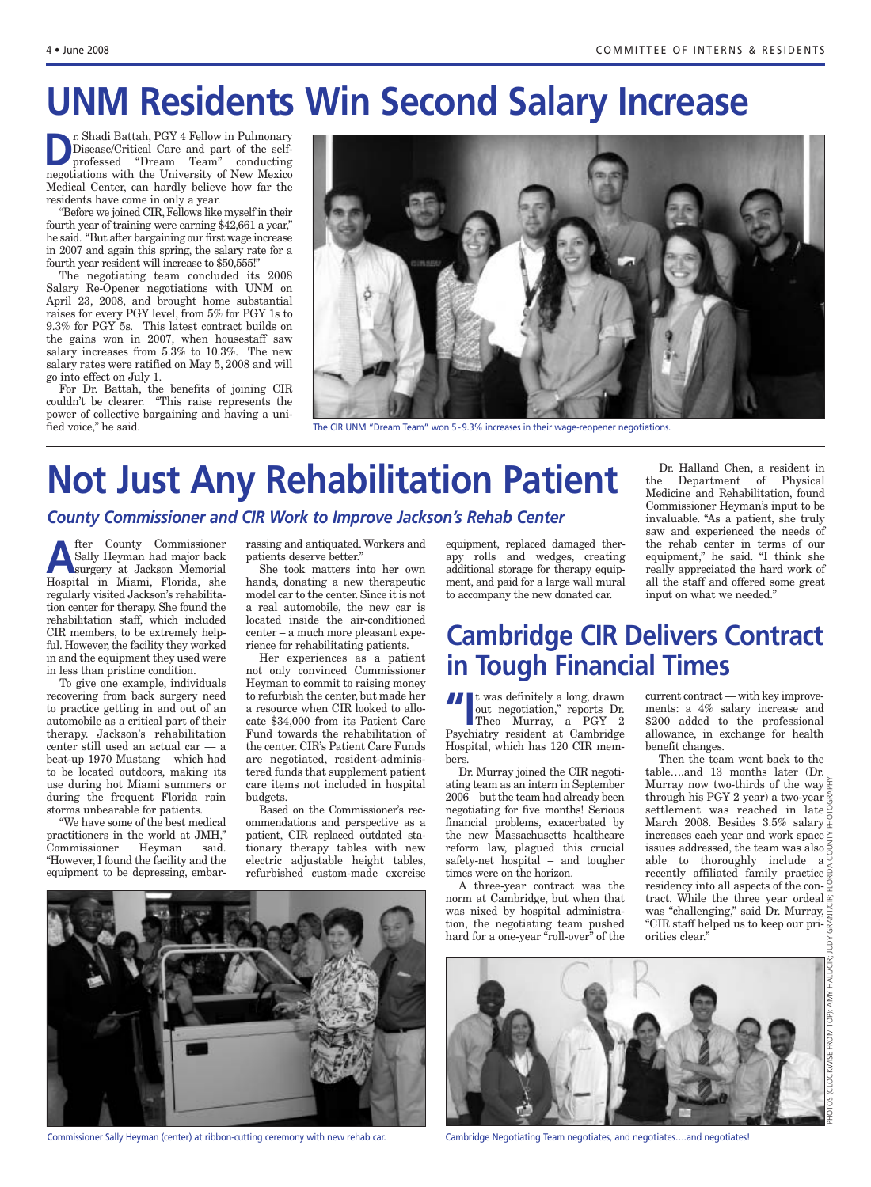# UNM Residents Win Second Salary Increase

Dr. Shadi Battah, PGY 4 Fellow in Pulmonary Disease/Critical Care and part of the self-professed "Dream Team" conducting negotiations with the University of New Mexico Medical Center, can hardly believe how far the residents have come in only a year.

"Before we joined CIR, Fellows like myself in their fourth year of training were earning $42,661 a year," he said. "But after bargaining our first wage increase in 2007 and again this spring, the salary rate for a fourth year resident will increase to $50,555!"

The negotiating team concluded its 2008 Salary Re-Opener negotiations with UNM on April 23, 2008, and brought home substantial raises for every PGY level, from 5% for PGY 1s to 9.3% for PGY 5s. This latest contract builds on the gains won in 2007, when housestaff saw salary increases from 5.3% to 10.3%. The new salary rates were ratified on May 5, 2008 and will go into effect on July 1.

For Dr. Battah, the benefits of joining CIR couldn't be clearer. "This raise represents the power of collective bargaining and having a unified voice," he said.

The CIR UNM "Dream Team" won 5-9.3% increases in their wage-reopener negotiations.

# Not Just Any Rehabilitation Patient

## *County Commissioner and CIR Work to Improve Jackson's Rehab Center*

After County Commissioner Sally Heyman had major back surgery at Jackson Memorial Hospital in Miami, Florida, she regularly visited Jackson's rehabilitation center for therapy. She found the rehabilitation staff, which included CIR members, to be extremely helpful. However, the facility they worked in and the equipment they used were in less than pristine condition.

To give one example, individuals recovering from back surgery need to practice getting in and out of an automobile as a critical part of their therapy. Jackson's rehabilitation center still used an actual car — a beat-up 1970 Mustang – which had to be located outdoors, making its use during hot Miami summers or during the frequent Florida rain storms unbearable for patients.

"We have some of the best medical practitioners in the world at JMH," Commissioner Heyman said. "However, I found the facility and the equipment to be depressing, embarrassing and antiquated. Workers and patients deserve better."

She took matters into her own hands, donating a new therapeutic model car to the center. Since it is not a real automobile, the new car is located inside the air-conditioned center – a much more pleasant experience for rehabilitating patients.

Her experiences as a patient not only convinced Commissioner Heyman to commit to raising money to refurbish the center, but made her a resource when CIR looked to allocate $34,000 from its Patient Care Fund towards the rehabilitation of the center. CIR's Patient Care Funds are negotiated, resident-administered funds that supplement patient care items not included in hospital budgets.

Based on the Commissioner's recommendations and perspective as a patient, CIR replaced outdated stationary therapy tables with new electric adjustable height tables, refurbished custom-made exercise equipment, replaced damaged therapy rolls and wedges, creating additional storage for therapy equipment, and paid for a large wall mural to accompany the new donated car.

Dr. Halland Chen, a resident in the Department of Physical Medicine and Rehabilitation, found Commissioner Heyman's input to be invaluable. "As a patient, she truly saw and experienced the needs of the rehab center in terms of our equipment," he said. "I think she really appreciated the hard work of all the staff and offered some great input on what we needed."

Commissioner Sally Heyman (center) at ribbon-cutting ceremony with new rehab car.

# Cambridge CIR Delivers Contract in Tough Financial Times

"It was definitely a long, drawn out negotiation," reports Dr. Theo Murray, a PGY 2 Psychiatry resident at Cambridge Hospital, which has 120 CIR members.

Dr. Murray joined the CIR negotiating team as an intern in September 2006 – but the team had already been negotiating for five months! Serious financial problems, exacerbated by the new Massachusetts healthcare reform law, plagued this crucial safety-net hospital – and tougher times were on the horizon.

A three-year contract was the norm at Cambridge, but when that was nixed by hospital administration, the negotiating team pushed hard for a one-year "roll-over" of the current contract — with key improvements: a 4% salary increase and $200 added to the professional allowance, in exchange for health benefit changes.

Then the team went back to the table….and 13 months later (Dr. Murray now two-thirds of the way through his PGY 2 year) a two-year settlement was reached in late March 2008. Besides 3.5% salary increases each year and work space issues addressed, the team was also able to thoroughly include a recently affiliated family practice residency into all aspects of the contract. While the three year ordeal was "challenging," said Dr. Murray, "CIR staff helped us to keep our priorities clear."

Cambridge Negotiating Team negotiates, and negotiates….and negotiates!

PHOTOS (CLOCKWISE FROM TOP): AMY HALL/CIR; JUDY GRANT/CIR; FLORIDA COUNTY PHOTOGRAPHY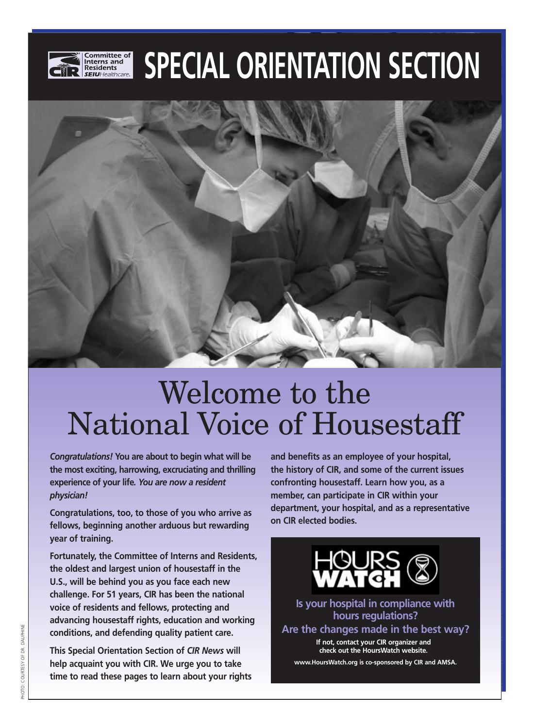Committee of Interns and Residents SEIU Healthcare.

# SPECIAL ORIENTATION SECTION

# Welcome to the National Voice of Housestaff

***Congratulations!*** **You are about to begin what will be the most exciting, harrowing, excruciating and thrilling experience of your life.** ***You are now a resident physician!***

**Congratulations, too, to those of you who arrive as fellows, beginning another arduous but rewarding year of training.**

**Fortunately, the Committee of Interns and Residents, the oldest and largest union of housestaff in the U.S., will be behind you as you face each new challenge. For 51 years, CIR has been the national voice of residents and fellows, protecting and advancing housestaff rights, education and working conditions, and defending quality patient care.**

**This Special Orientation Section of** ***CIR News*** **will help acquaint you with CIR. We urge you to take time to read these pages to learn about your rights and benefits as an employee of your hospital, the history of CIR, and some of the current issues confronting housestaff. Learn how you, as a member, can participate in CIR within your department, your hospital, and as a representative on CIR elected bodies.**

**HOURS WATCH**

**Is your hospital in compliance with hours regulations?**
**Are the changes made in the best way?**

**If not, contact your CIR organizer and check out the HoursWatch website.**

**www.HoursWatch.org is co-sponsored by CIR and AMSA.**

PHOTO: COURTESY OF DR. DAUPHINE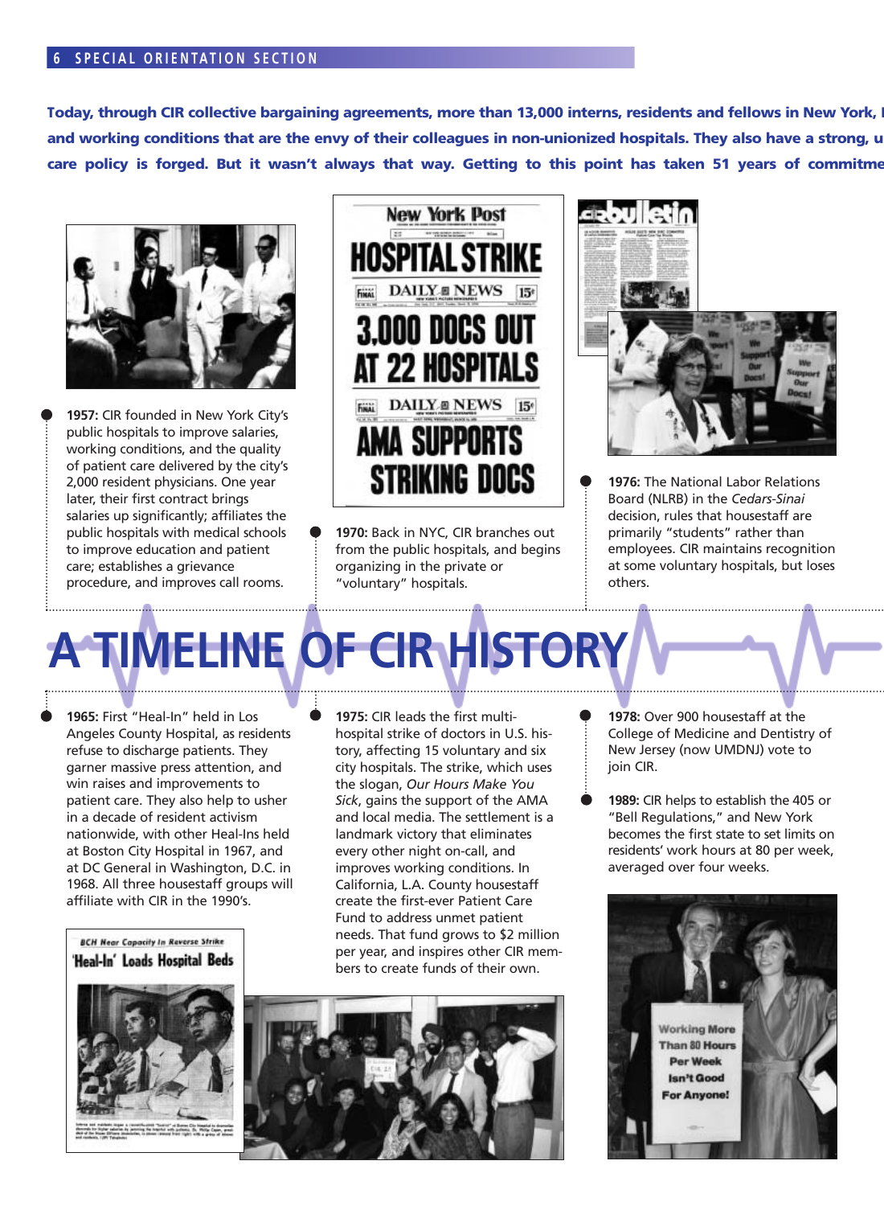**Today, through CIR collective bargaining agreements, more than 13,000 interns, residents and fellows in New York, I and working conditions that are the envy of their colleagues in non-unionized hospitals. They also have a strong, u care policy is forged. But it wasn't always that way. Getting to this point has taken 51 years of commitme**

# A TIMELINE OF CIR HISTORY

- **1957:** CIR founded in New York City's public hospitals to improve salaries, working conditions, and the quality of patient care delivered by the city's 2,000 resident physicians. One year later, their first contract brings salaries up significantly; affiliates the public hospitals with medical schools to improve education and patient care; establishes a grievance procedure, and improves call rooms.

- **1965:** First "Heal-In" held in Los Angeles County Hospital, as residents refuse to discharge patients. They garner massive press attention, and win raises and improvements to patient care. They also help to usher in a decade of resident activism nationwide, with other Heal-Ins held at Boston City Hospital in 1967, and at DC General in Washington, D.C. in 1968. All three housestaff groups will affiliate with CIR in the 1990's.

- **1970:** Back in NYC, CIR branches out from the public hospitals, and begins organizing in the private or "voluntary" hospitals.

- **1975:** CIR leads the first multi-hospital strike of doctors in U.S. history, affecting 15 voluntary and six city hospitals. The strike, which uses the slogan, *Our Hours Make You Sick*, gains the support of the AMA and local media. The settlement is a landmark victory that eliminates every other night on-call, and improves working conditions. In California, L.A. County housestaff create the first-ever Patient Care Fund to address unmet patient needs. That fund grows to $2 million per year, and inspires other CIR members to create funds of their own.

- **1976:** The National Labor Relations Board (NLRB) in the *Cedars-Sinai* decision, rules that housestaff are primarily "students" rather than employees. CIR maintains recognition at some voluntary hospitals, but loses others.

- **1978:** Over 900 housestaff at the College of Medicine and Dentistry of New Jersey (now UMDNJ) vote to join CIR.

- **1989:** CIR helps to establish the 405 or "Bell Regulations," and New York becomes the first state to set limits on residents' work hours at 80 per week, averaged over four weeks.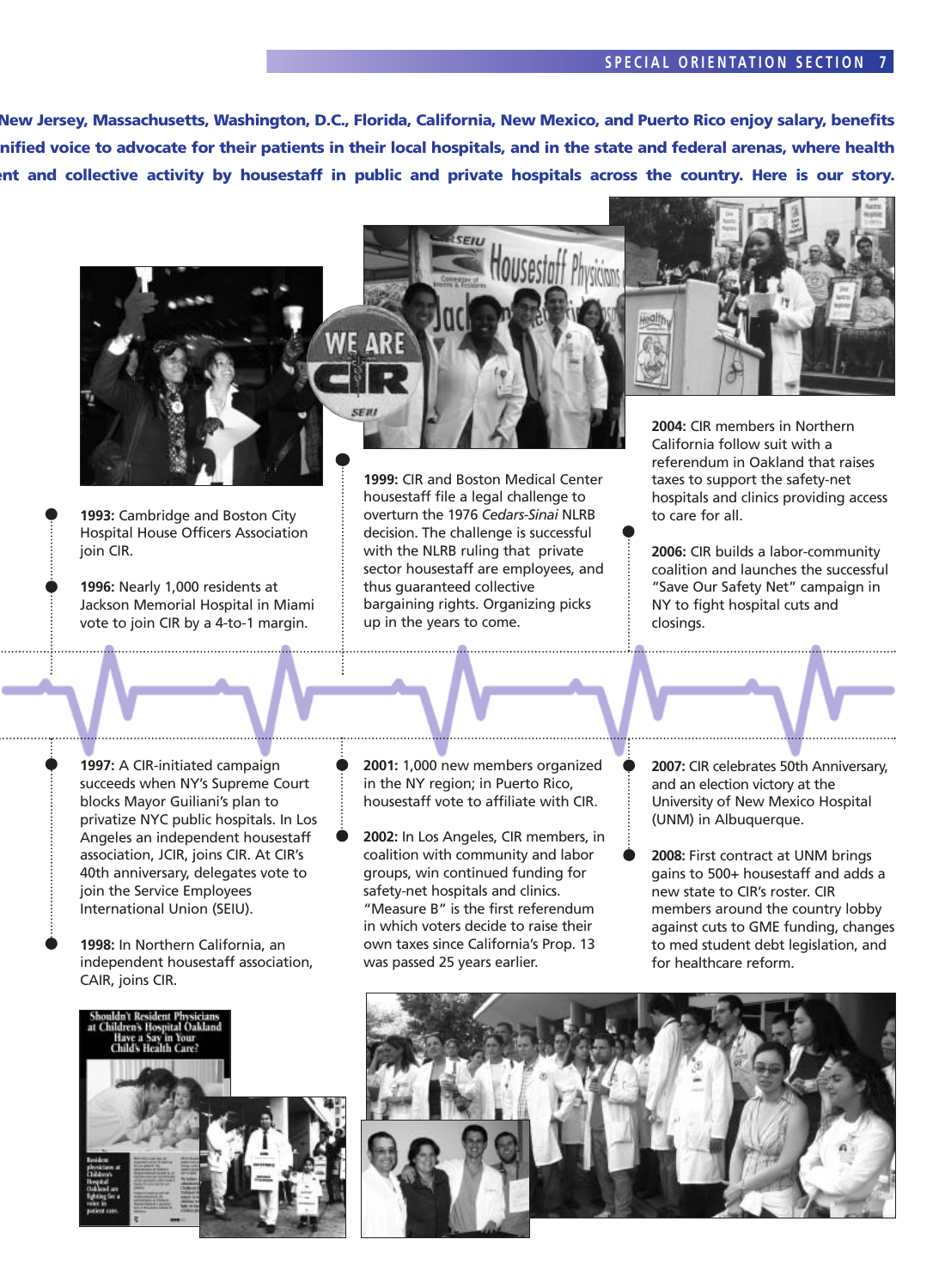**New Jersey, Massachusetts, Washington, D.C., Florida, California, New Mexico, and Puerto Rico enjoy salary, benefits nified voice to advocate for their patients in their local hospitals, and in the state and federal arenas, where health ent and collective activity by housestaff in public and private hospitals across the country. Here is our story.**

**1993:** Cambridge and Boston City Hospital House Officers Association join CIR.

**1996:** Nearly 1,000 residents at Jackson Memorial Hospital in Miami vote to join CIR by a 4-to-1 margin.

**1997:** A CIR-initiated campaign succeeds when NY's Supreme Court blocks Mayor Guiliani's plan to privatize NYC public hospitals. In Los Angeles an independent housestaff association, JCIR, joins CIR. At CIR's 40th anniversary, delegates vote to join the Service Employees International Union (SEIU).

**1998:** In Northern California, an independent housestaff association, CAIR, joins CIR.

**1999:** CIR and Boston Medical Center housestaff file a legal challenge to overturn the 1976 *Cedars-Sinai* NLRB decision. The challenge is successful with the NLRB ruling that private sector housestaff are employees, and thus guaranteed collective bargaining rights. Organizing picks up in the years to come.

**2001:** 1,000 new members organized in the NY region; in Puerto Rico, housestaff vote to affiliate with CIR.

**2002:** In Los Angeles, CIR members, in coalition with community and labor groups, win continued funding for safety-net hospitals and clinics. "Measure B" is the first referendum in which voters decide to raise their own taxes since California's Prop. 13 was passed 25 years earlier.

**2004:** CIR members in Northern California follow suit with a referendum in Oakland that raises taxes to support the safety-net hospitals and clinics providing access to care for all.

**2006:** CIR builds a labor-community coalition and launches the successful "Save Our Safety Net" campaign in NY to fight hospital cuts and closings.

**2007:** CIR celebrates 50th Anniversary, and an election victory at the University of New Mexico Hospital (UNM) in Albuquerque.

**2008:** First contract at UNM brings gains to 500+ housestaff and adds a new state to CIR's roster. CIR members around the country lobby against cuts to GME funding, changes to med student debt legislation, and for healthcare reform.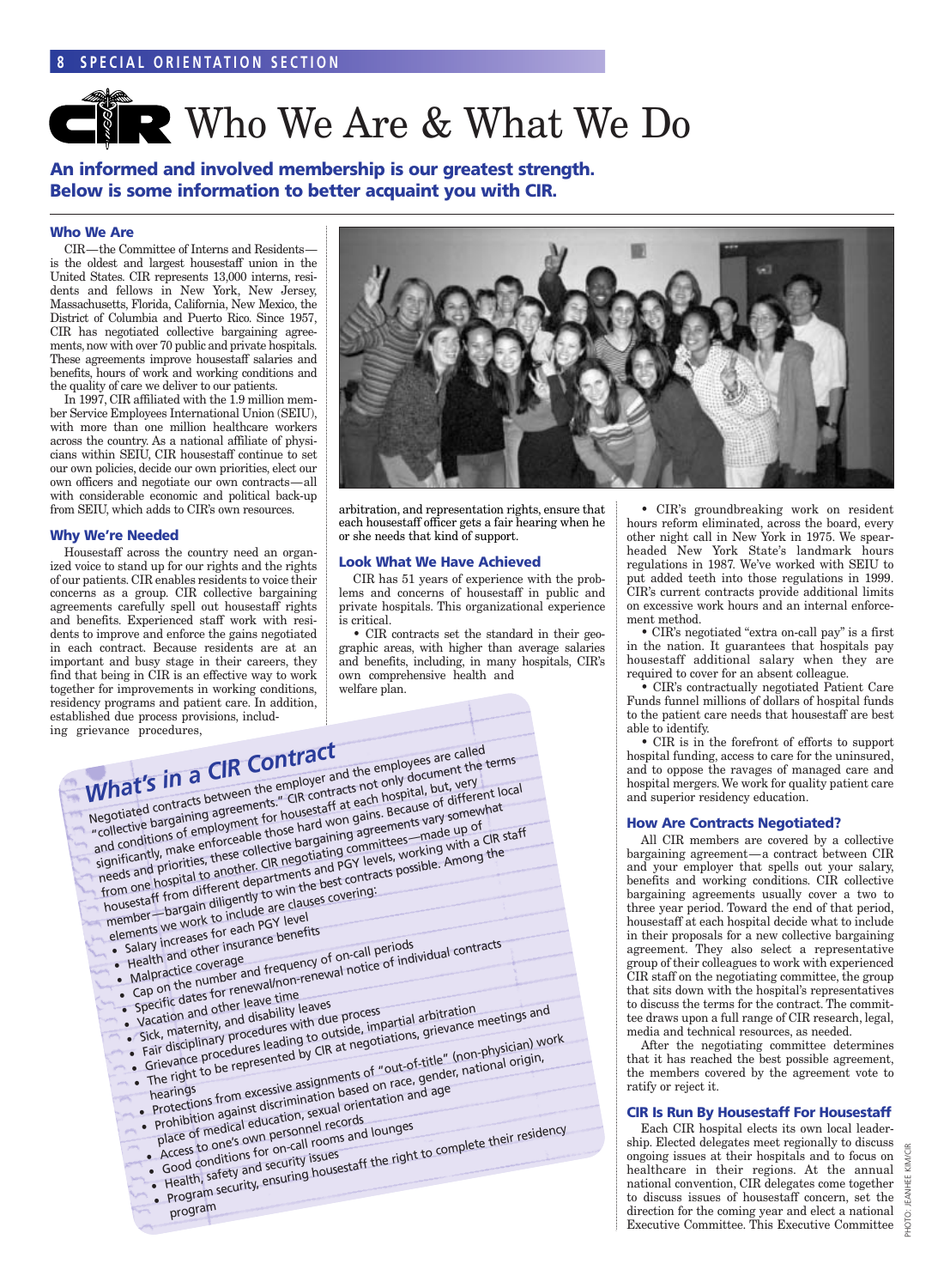# Who We Are & What We Do

**An informed and involved membership is our greatest strength. Below is some information to better acquaint you with CIR.**

### Who We Are

CIR—the Committee of Interns and Residents—is the oldest and largest housestaff union in the United States. CIR represents 13,000 interns, residents and fellows in New York, New Jersey, Massachusetts, Florida, California, New Mexico, the District of Columbia and Puerto Rico. Since 1957, CIR has negotiated collective bargaining agreements, now with over 70 public and private hospitals. These agreements improve housestaff salaries and benefits, hours of work and working conditions and the quality of care we deliver to our patients.

In 1997, CIR affiliated with the 1.9 million member Service Employees International Union (SEIU), with more than one million healthcare workers across the country. As a national affiliate of physicians within SEIU, CIR housestaff continue to set our own policies, decide our own priorities, elect our own officers and negotiate our own contracts—all with considerable economic and political back-up from SEIU, which adds to CIR's own resources.

### Why We're Needed

Housestaff across the country need an organized voice to stand up for our rights and the rights of our patients. CIR enables residents to voice their concerns as a group. CIR collective bargaining agreements carefully spell out housestaff rights and benefits. Experienced staff work with residents to improve and enforce the gains negotiated in each contract. Because residents are at an important and busy stage in their careers, they find that being in CIR is an effective way to work together for improvements in working conditions, residency programs and patient care. In addition, established due process provisions, including grievance procedures, arbitration, and representation rights, ensure that each housestaff officer gets a fair hearing when he or she needs that kind of support.

### Look What We Have Achieved

CIR has 51 years of experience with the problems and concerns of housestaff in public and private hospitals. This organizational experience is critical.

- CIR contracts set the standard in their geographic areas, with higher than average salaries and benefits, including, in many hospitals, CIR's own comprehensive health and welfare plan.
- CIR's groundbreaking work on resident hours reform eliminated, across the board, every other night call in New York in 1975. We spearheaded New York State's landmark hours regulations in 1987. We've worked with SEIU to put added teeth into those regulations in 1999. CIR's current contracts provide additional limits on excessive work hours and an internal enforcement method.
- CIR's negotiated "extra on-call pay" is a first in the nation. It guarantees that hospitals pay housestaff additional salary when they are required to cover for an absent colleague.
- CIR's contractually negotiated Patient Care Funds funnel millions of dollars of hospital funds to the patient care needs that housestaff are best able to identify.
- CIR is in the forefront of efforts to support hospital funding, access to care for the uninsured, and to oppose the ravages of managed care and hospital mergers. We work for quality patient care and superior residency education.

### How Are Contracts Negotiated?

All CIR members are covered by a collective bargaining agreement—a contract between CIR and your employer that spells out your salary, benefits and working conditions. CIR collective bargaining agreements usually cover a two to three year period. Toward the end of that period, housestaff at each hospital decide what to include in their proposals for a new collective bargaining agreement. They also select a representative group of their colleagues to work with experienced CIR staff on the negotiating committee, the group that sits down with the hospital's representatives to discuss the terms for the contract. The committee draws upon a full range of CIR research, legal, media and technical resources, as needed.

After the negotiating committee determines that it has reached the best possible agreement, the members covered by the agreement vote to ratify or reject it.

### CIR Is Run By Housestaff For Housestaff

Each CIR hospital elects its own local leadership. Elected delegates meet regionally to discuss ongoing issues at their hospitals and to focus on healthcare in their regions. At the annual national convention, CIR delegates come together to discuss issues of housestaff concern, set the direction for the coming year and elect a national Executive Committee. This Executive Committee

## What's in a CIR Contract

Negotiated contracts between the employer and the employees are called "collective bargaining agreements." CIR contracts not only document the terms and conditions of employment for housestaff at each hospital, but, very significantly, make enforceable those hard won gains. Because of different local needs and priorities, these collective bargaining agreements vary somewhat from one hospital to another. CIR negotiating committees—made up of housestaff from different departments and PGY levels, working with a CIR staff member—bargain diligently to win the best contracts possible. Among the elements we work to include are clauses covering:

- Salary increases for each PGY level
- Health and other insurance benefits
- Malpractice coverage
- Cap on the number and frequency of on-call periods
- Specific dates for renewal/non-renewal notice of individual contracts
- Vacation and other leave time
- Sick, maternity, and disability leaves
- Fair disciplinary procedures with due process
- Grievance procedures leading to outside, impartial arbitration
- The right to be represented by CIR at negotiations, grievance meetings and hearings
- Protections from excessive assignments of "out-of-title" (non-physician) work
- Prohibition against discrimination based on race, gender, national origin, place of medical education, sexual orientation and age
- Access to one's own personnel records
- Good conditions for on-call rooms and lounges
- Health, safety and security issues
- Program security, ensuring housestaff the right to complete their residency program

PHOTO: JEANHEE KIM/CIR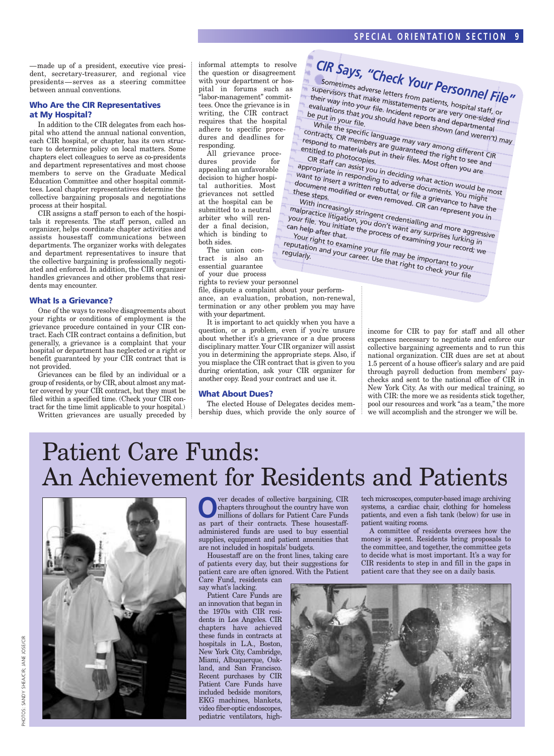—made up of a president, executive vice president, secretary-treasurer, and regional vice presidents—serves as a steering committee between annual conventions.

### Who Are the CIR Representatives at My Hospital?

In addition to the CIR delegates from each hospital who attend the annual national convention, each CIR hospital, or chapter, has its own structure to determine policy on local matters. Some chapters elect colleagues to serve as co-presidents and department representatives and most choose members to serve on the Graduate Medical Education Committee and other hospital committees. Local chapter representatives determine the collective bargaining proposals and negotiations process at their hospital.

CIR assigns a staff person to each of the hospitals it represents. The staff person, called an organizer, helps coordinate chapter activities and assists housestaff communications between departments. The organizer works with delegates and department representatives to insure that the collective bargaining is professionally negotiated and enforced. In addition, the CIR organizer handles grievances and other problems that residents may encounter.

### What Is a Grievance?

One of the ways to resolve disagreements about your rights or conditions of employment is the grievance procedure contained in your CIR contract. Each CIR contract contains a definition, but generally, a grievance is a complaint that your hospital or department has neglected or a right or benefit guaranteed by your CIR contract that is not provided.

Grievances can be filed by an individual or a group of residents, or by CIR, about almost any matter covered by your CIR contract, but they must be filed within a specified time. (Check your CIR contract for the time limit applicable to your hospital.)

Written grievances are usually preceded by informal attempts to resolve the question or disagreement with your department or hospital in forums such as "labor-management" committees. Once the grievance is in writing, the CIR contract requires that the hospital adhere to specific procedures and deadlines for responding.

All grievance procedures provide for appealing an unfavorable decision to higher hospital authorities. Most grievances not settled at the hospital can be submitted to a neutral arbiter who will render a final decision, which is binding to both sides.

The union contract is also an essential guarantee of your due process rights to review your personnel file, dispute a complaint about your performance, an evaluation, probation, non-renewal, termination or any other problem you may have with your department.

It is important to act quickly when you have a question, or a problem, even if you're unsure about whether it's a grievance or a due process disciplinary matter. Your CIR organizer will assist you in determining the appropriate steps. Also, if you misplace the CIR contract that is given to you during orientation, ask your CIR organizer for another copy. Read your contract and use it.

### What About Dues?

The elected House of Delegates decides membership dues, which provide the only source of income for CIR to pay for staff and all other expenses necessary to negotiate and enforce our collective bargaining agreements and to run this national organization. CIR dues are set at about 1.5 percent of a house officer's salary and are paid through payroll deduction from members' paychecks and sent to the national office of CIR in New York City. As with our medical training, so with CIR: the more we as residents stick together, pool our resources and work "as a team," the more we will accomplish and the stronger we will be.

> ## CIR Says, "Check Your Personnel File"
>
> Sometimes adverse letters from patients, hospital staff, or supervisors that make misstatements or are very one-sided find their way into your file. Incident reports and departmental evaluations that you should have been shown (and weren't) may be put in your file.
>
> While the specific language may vary among different CIR contracts, CIR members are guaranteed the right to see and respond to materials put in their files. Most often you are entitled to photocopies.
>
> CIR staff can assist you in deciding what action would be most appropriate in responding to adverse documents. You might want to insert a written rebuttal, or file a grievance to have the document modified or even removed. CIR can represent you in these steps.
>
> With increasingly stringent credentialling and more aggressive malpractice litigation, you don't want any surprises lurking in your file. You initiate the process of examining your record; we can help after that.
>
> Your right to examine your file may be important to your reputation and your career. Use that right to check your file regularly.

# Patient Care Funds: An Achievement for Residents and Patients

Over decades of collective bargaining, CIR chapters throughout the country have won millions of dollars for Patient Care Funds as part of their contracts. These housestaff-administered funds are used to buy essential supplies, equipment and patient amenities that are not included in hospitals' budgets.

Housestaff are on the front lines, taking care of patients every day, but their suggestions for patient care are often ignored. With the Patient Care Fund, residents can say what's lacking.

Patient Care Funds are an innovation that began in the 1970s with CIR residents in Los Angeles. CIR chapters have achieved these funds in contracts at hospitals in L.A., Boston, New York City, Cambridge, Miami, Albuquerque, Oakland, and San Francisco. Recent purchases by CIR Patient Care Funds have included bedside monitors, EKG machines, blankets, video fiber-optic endoscopes, pediatric ventilators, high-tech microscopes, computer-based image archiving systems, a cardiac chair, clothing for homeless patients, and even a fish tank (below) for use in patient waiting rooms.

A committee of residents oversees how the money is spent. Residents bring proposals to the committee, and together, the committee gets to decide what is most important. It's a way for CIR residents to step in and fill in the gaps in patient care that they see on a daily basis.

PHOTOS: SANDY SHEA/CIR; JANE JOSE/CIR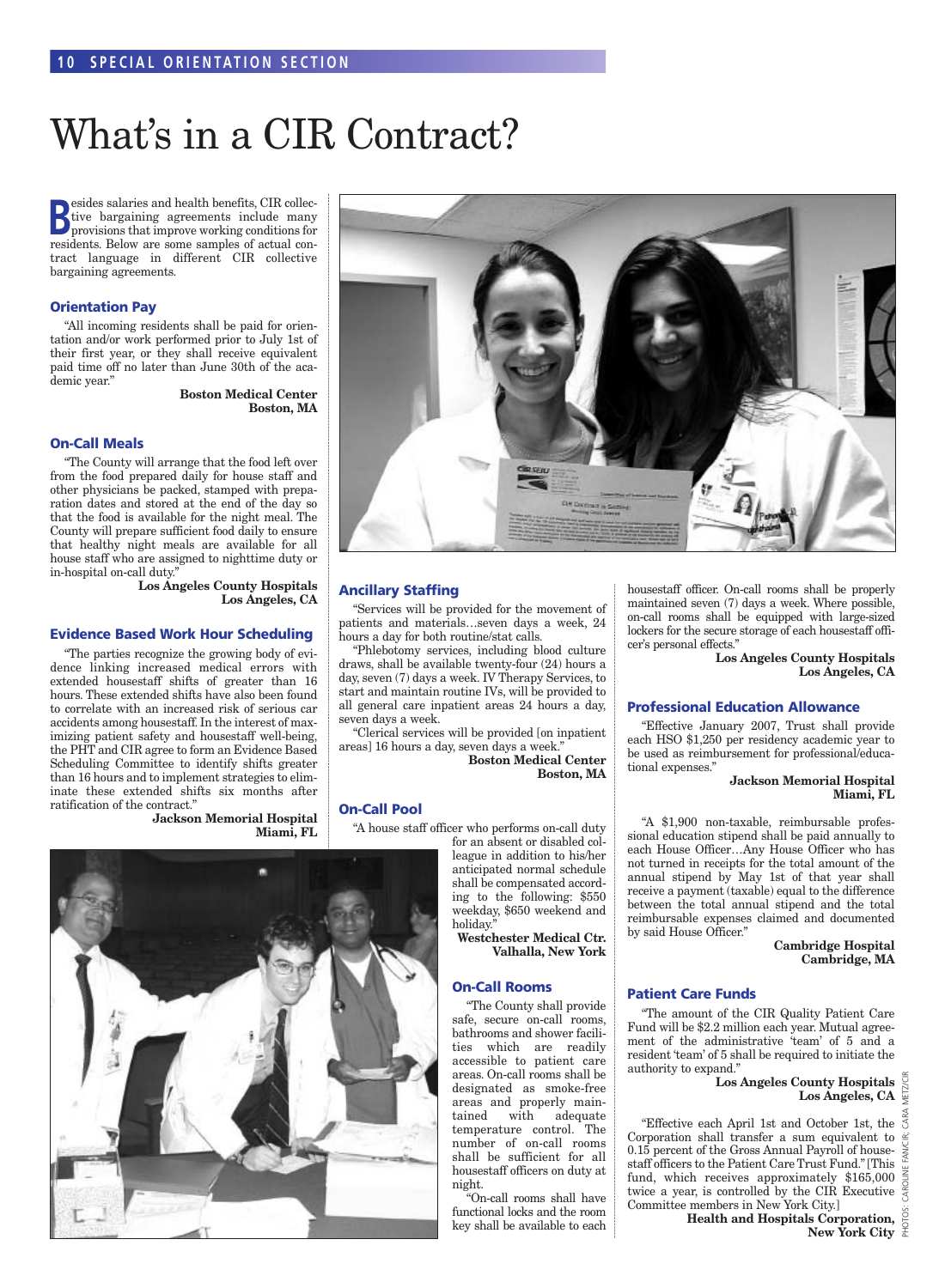# What's in a CIR Contract?

Besides salaries and health benefits, CIR collective bargaining agreements include many provisions that improve working conditions for residents. Below are some samples of actual contract language in different CIR collective bargaining agreements.

### Orientation Pay

"All incoming residents shall be paid for orientation and/or work performed prior to July 1st of their first year, or they shall receive equivalent paid time off no later than June 30th of the academic year."

**Boston Medical Center**
**Boston, MA**

### On-Call Meals

"The County will arrange that the food left over from the food prepared daily for house staff and other physicians be packed, stamped with preparation dates and stored at the end of the day so that the food is available for the night meal. The County will prepare sufficient food daily to ensure that healthy night meals are available for all house staff who are assigned to nighttime duty or in-hospital on-call duty."

**Los Angeles County Hospitals**
**Los Angeles, CA**

### Evidence Based Work Hour Scheduling

"The parties recognize the growing body of evidence linking increased medical errors with extended housestaff shifts of greater than 16 hours. These extended shifts have also been found to correlate with an increased risk of serious car accidents among housestaff. In the interest of maximizing patient safety and housestaff well-being, the PHT and CIR agree to form an Evidence Based Scheduling Committee to identify shifts greater than 16 hours and to implement strategies to eliminate these extended shifts six months after ratification of the contract."

**Jackson Memorial Hospital**
**Miami, FL**

### Ancillary Staffing

"Services will be provided for the movement of patients and materials…seven days a week, 24 hours a day for both routine/stat calls.

"Phlebotomy services, including blood culture draws, shall be available twenty-four (24) hours a day, seven (7) days a week. IV Therapy Services, to start and maintain routine IVs, will be provided to all general care inpatient areas 24 hours a day, seven days a week.

"Clerical services will be provided [on inpatient areas] 16 hours a day, seven days a week."

**Boston Medical Center**
**Boston, MA**

### On-Call Pool

"A house staff officer who performs on-call duty for an absent or disabled colleague in addition to his/her anticipated normal schedule shall be compensated according to the following: $550 weekday, $650 weekend and holiday."

**Westchester Medical Ctr.**
**Valhalla, New York**

### On-Call Rooms

"The County shall provide safe, secure on-call rooms, bathrooms and shower facilities which are readily accessible to patient care areas. On-call rooms shall be designated as smoke-free areas and properly maintained with adequate temperature control. The number of on-call rooms shall be sufficient for all housestaff officers on duty at night.

"On-call rooms shall have functional locks and the room key shall be available to each housestaff officer. On-call rooms shall be properly maintained seven (7) days a week. Where possible, on-call rooms shall be equipped with large-sized lockers for the secure storage of each housestaff officer's personal effects."

**Los Angeles County Hospitals**
**Los Angeles, CA**

### Professional Education Allowance

"Effective January 2007, Trust shall provide each HSO $1,250 per residency academic year to be used as reimbursement for professional/educational expenses."

**Jackson Memorial Hospital**
**Miami, FL**

"A $1,900 non-taxable, reimbursable professional education stipend shall be paid annually to each House Officer…Any House Officer who has not turned in receipts for the total amount of the annual stipend by May 1st of that year shall receive a payment (taxable) equal to the difference between the total annual stipend and the total reimbursable expenses claimed and documented by said House Officer."

**Cambridge Hospital**
**Cambridge, MA**

### Patient Care Funds

"The amount of the CIR Quality Patient Care Fund will be $2.2 million each year. Mutual agreement of the administrative 'team' of 5 and a resident 'team' of 5 shall be required to initiate the authority to expand."

**Los Angeles County Hospitals**
**Los Angeles, CA**

"Effective each April 1st and October 1st, the Corporation shall transfer a sum equivalent to 0.15 percent of the Gross Annual Payroll of housestaff officers to the Patient Care Trust Fund." [This fund, which receives approximately $165,000 twice a year, is controlled by the CIR Executive Committee members in New York City.]

**Health and Hospitals Corporation,**
**New York City**

PHOTOS: CAROLINE FANCIR; CARA METZ/CIR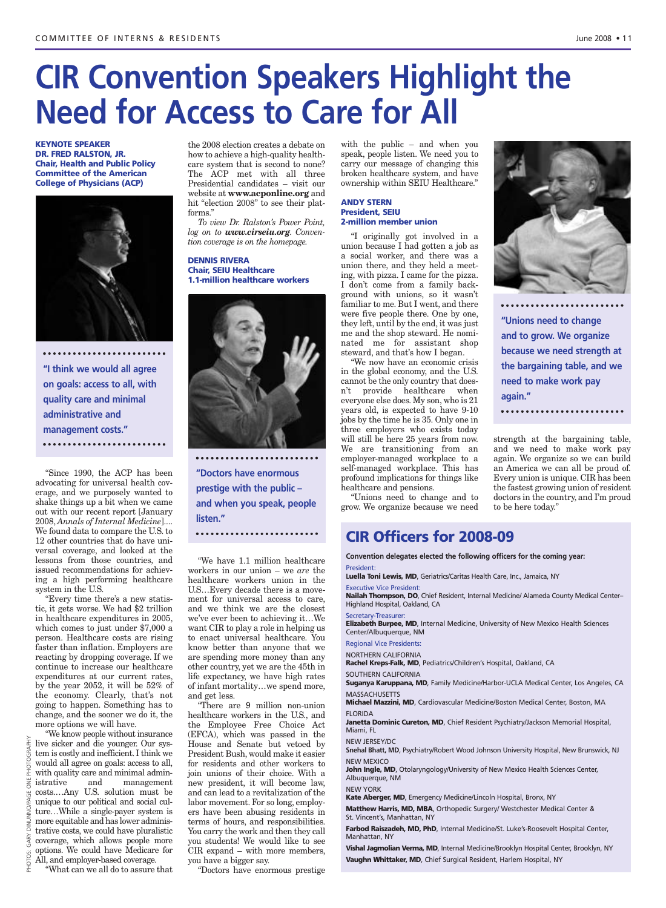# CIR Convention Speakers Highlight the Need for Access to Care for All

**KEYNOTE SPEAKER**
**DR. FRED RALSTON, JR.**
**Chair, Health and Public Policy Committee of the American College of Physicians (ACP)**

**"I think we would all agree on goals: access to all, with quality care and minimal administrative and management costs."**

"Since 1990, the ACP has been advocating for universal health coverage, and we purposely wanted to shake things up a bit when we came out with our recent report [January 2008, *Annals of Internal Medicine*].... We found data to compare the U.S. to 12 other countries that do have universal coverage, and looked at the lessons from those countries, and issued recommendations for achieving a high performing healthcare system in the U.S.

"Every time there's a new statistic, it gets worse. We had $2 trillion in healthcare expenditures in 2005, which comes to just under $7,000 a person. Healthcare costs are rising faster than inflation. Employers are reacting by dropping coverage. If we continue to increase our healthcare expenditures at our current rates, by the year 2052, it will be 52% of the economy. Clearly, that's not going to happen. Something has to change, and the sooner we do it, the more options we will have.

"We know people without insurance live sicker and die younger. Our system is costly and inefficient. I think we would all agree on goals: access to all, with quality care and minimal administrative and management costs.…Any U.S. solution must be unique to our political and social culture…While a single-payer system is more equitable and has lower administrative costs, we could have pluralistic coverage, which allows people more options. We could have Medicare for All, and employer-based coverage.

"What can we all do to assure that the 2008 election creates a debate on how to achieve a high-quality healthcare system that is second to none? The ACP met with all three Presidential candidates – visit our website at **www.acponline.org** and hit "election 2008" to see their platforms."

*To view Dr. Ralston's Power Point, log on to* ***www.cirseiu.org****. Convention coverage is on the homepage.*

**DENNIS RIVERA**
**Chair, SEIU Healthcare**
**1.1-million healthcare workers**

**"Doctors have enormous prestige with the public – and when you speak, people listen."**

"We have 1.1 million healthcare workers in our union – we *are* the healthcare workers union in the U.S…Every decade there is a movement for universal access to care, and we think we are the closest we've ever been to achieving it…We want CIR to play a role in helping us to enact universal healthcare. You know better than anyone that we are spending more money than any other country, yet we are the 45th in life expectancy, we have high rates of infant mortality…we spend more, and get less.

"There are 9 million non-union healthcare workers in the U.S., and the Employee Free Choice Act (EFCA), which was passed in the House and Senate but vetoed by President Bush, would make it easier for residents and other workers to join unions of their choice. With a new president, it will become law, and can lead to a revitalization of the labor movement. For so long, employers have been abusing residents in terms of hours, and responsibilities. You carry the work and then they call you students! We would like to see CIR expand – with more members, you have a bigger say.

"Doctors have enormous prestige with the public – and when you speak, people listen. We need you to carry our message of changing this broken healthcare system, and have ownership within SEIU Healthcare."

**ANDY STERN**
**President, SEIU**
**2-million member union**

**"Unions need to change and to grow. We organize because we need strength at the bargaining table, and we need to make work pay again."**

"I originally got involved in a union because I had gotten a job as a social worker, and there was a union there, and they held a meeting, with pizza. I came for the pizza. I don't come from a family background with unions, so it wasn't familiar to me. But I went, and there were five people there. One by one, they left, until by the end, it was just me and the shop steward. He nominated me for assistant shop steward, and that's how I began.

"We now have an economic crisis in the global economy, and the U.S. cannot be the only country that doesn't provide healthcare when everyone else does. My son, who is 21 years old, is expected to have 9-10 jobs by the time he is 35. Only one in three employers who exists today will still be here 25 years from now. We are transitioning from an employer-managed workplace to a self-managed workplace. This has profound implications for things like healthcare and pensions.

"Unions need to change and to grow. We organize because we need strength at the bargaining table, and we need to make work pay again. We organize so we can build an America we can all be proud of. Every union is unique. CIR has been the fastest growing union of resident doctors in the country, and I'm proud to be here today."

PHOTOS: GARY DINUNNO/PAGE ONE PHOTOGRAPHY

## CIR Officers for 2008-09

**Convention delegates elected the following officers for the coming year:**

President:
**Luella Toni Lewis, MD**, Geriatrics/Caritas Health Care, Inc., Jamaica, NY

Executive Vice President:
**Nailah Thompson, DO**, Chief Resident, Internal Medicine/ Alameda County Medical Center–Highland Hospital, Oakland, CA

Secretary-Treasurer:
**Elizabeth Burpee, MD**, Internal Medicine, University of New Mexico Health Sciences Center/Albuquerque, NM

Regional Vice Presidents:

NORTHERN CALIFORNIA
**Rachel Kreps-Falk, MD**, Pediatrics/Children's Hospital, Oakland, CA

SOUTHERN CALIFORNIA
**Suganya Karuppana, MD**, Family Medicine/Harbor-UCLA Medical Center, Los Angeles, CA

MASSACHUSETTS
**Michael Mazzini, MD**, Cardiovascular Medicine/Boston Medical Center, Boston, MA

FLORIDA
**Janetta Dominic Cureton, MD**, Chief Resident Psychiatry/Jackson Memorial Hospital, Miami, FL

NEW JERSEY/DC
**Snehal Bhatt, MD**, Psychiatry/Robert Wood Johnson University Hospital, New Brunswick, NJ

NEW MEXICO
**John Ingle, MD**, Otolaryngology/University of New Mexico Health Sciences Center, Albuquerque, NM

NEW YORK
**Kate Aberger, MD**, Emergency Medicine/Lincoln Hospital, Bronx, NY

**Matthew Harris, MD, MBA**, Orthopedic Surgery/ Westchester Medical Center & St. Vincent's, Manhattan, NY

**Farbod Raiszadeh, MD, PhD**, Internal Medicine/St. Luke's-Roosevelt Hospital Center, Manhattan, NY

**Vishal Jagmolian Verma, MD**, Internal Medicine/Brooklyn Hospital Center, Brooklyn, NY

**Vaughn Whittaker, MD**, Chief Surgical Resident, Harlem Hospital, NY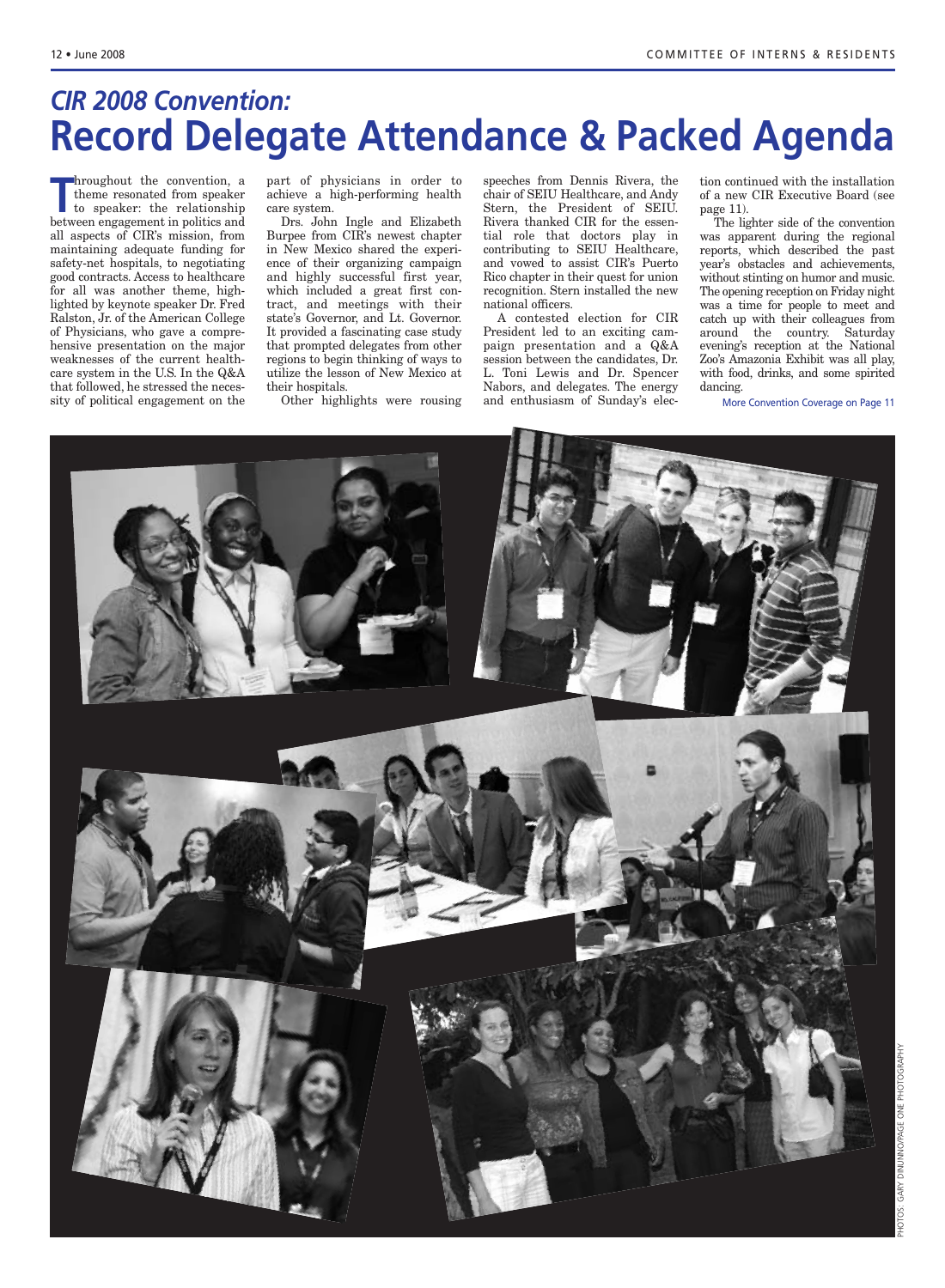## *CIR 2008 Convention:*
# Record Delegate Attendance & Packed Agenda

Throughout the convention, a theme resonated from speaker to speaker: the relationship between engagement in politics and all aspects of CIR's mission, from maintaining adequate funding for safety-net hospitals, to negotiating good contracts. Access to healthcare for all was another theme, highlighted by keynote speaker Dr. Fred Ralston, Jr. of the American College of Physicians, who gave a comprehensive presentation on the major weaknesses of the current healthcare system in the U.S. In the Q&A that followed, he stressed the necessity of political engagement on the part of physicians in order to achieve a high-performing health care system.

Drs. John Ingle and Elizabeth Burpee from CIR's newest chapter in New Mexico shared the experience of their organizing campaign and highly successful first year, which included a great first contract, and meetings with their state's Governor, and Lt. Governor. It provided a fascinating case study that prompted delegates from other regions to begin thinking of ways to utilize the lesson of New Mexico at their hospitals.

Other highlights were rousing speeches from Dennis Rivera, the chair of SEIU Healthcare, and Andy Stern, the President of SEIU. Rivera thanked CIR for the essential role that doctors play in contributing to SEIU Healthcare, and vowed to assist CIR's Puerto Rico chapter in their quest for union recognition. Stern installed the new national officers.

A contested election for CIR President led to an exciting campaign presentation and a Q&A session between the candidates, Dr. L. Toni Lewis and Dr. Spencer Nabors, and delegates. The energy and enthusiasm of Sunday's election continued with the installation of a new CIR Executive Board (see page 11).

The lighter side of the convention was apparent during the regional reports, which described the past year's obstacles and achievements, without stinting on humor and music. The opening reception on Friday night was a time for people to meet and catch up with their colleagues from around the country. Saturday evening's reception at the National Zoo's Amazonia Exhibit was all play, with food, drinks, and some spirited dancing.

More Convention Coverage on Page 11

PHOTOS: GARY DINUNNO/PAGE ONE PHOTOGRAPHY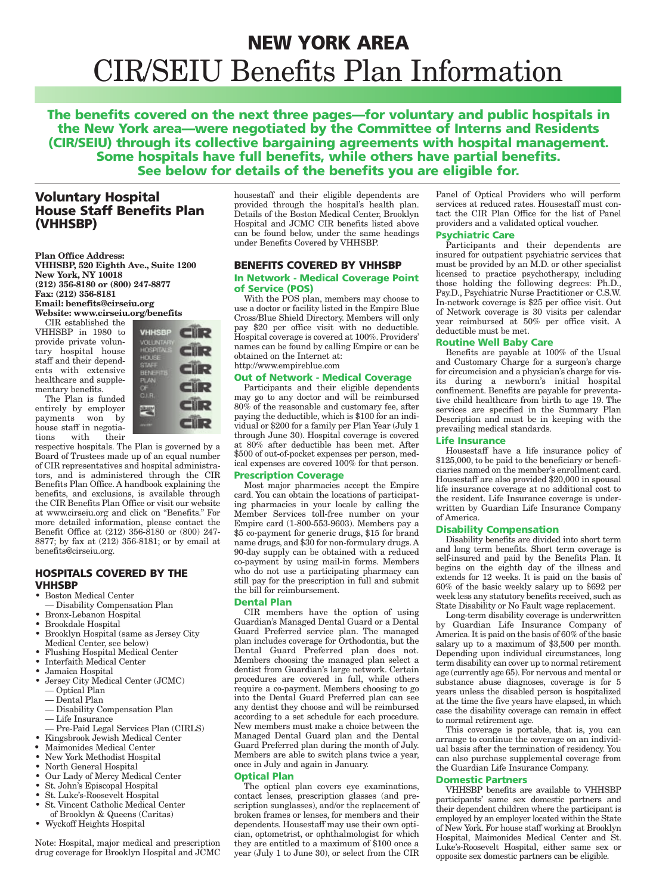# NEW YORK AREA

# CIR/SEIU Benefits Plan Information

**The benefits covered on the next three pages—for voluntary and public hospitals in the New York area—were negotiated by the Committee of Interns and Residents (CIR/SEIU) through its collective bargaining agreements with hospital management. Some hospitals have full benefits, while others have partial benefits. See below for details of the benefits you are eligible for.**

## Voluntary Hospital House Staff Benefits Plan (VHHSBP)

**Plan Office Address:**
**VHHSBP, 520 Eighth Ave., Suite 1200**
**New York, NY 10018**
**(212) 356-8180 or (800) 247-8877**
**Fax: (212) 356-8181**
**Email: benefits@cirseiu.org**
**Website: www.cirseiu.org/benefits**

CIR established the VHHSBP in 1980 to provide private voluntary hospital house staff and their dependents with extensive healthcare and supplementary benefits.

The Plan is funded entirely by employer payments won by house staff in negotiations with their respective hospitals. The Plan is governed by a Board of Trustees made up of an equal number of CIR representatives and hospital administrators, and is administered through the CIR Benefits Plan Office. A handbook explaining the benefits, and exclusions, is available through the CIR Benefits Plan Office or visit our website at www.cirseiu.org and click on "Benefits." For more detailed information, please contact the Benefit Office at (212) 356-8180 or (800) 247-8877; by fax at (212) 356-8181; or by email at benefits@cirseiu.org.

### HOSPITALS COVERED BY THE VHHSBP

- Boston Medical Center
  - — Disability Compensation Plan
- Bronx-Lebanon Hospital
- Brookdale Hospital
- Brooklyn Hospital (same as Jersey City Medical Center, see below)
- Flushing Hospital Medical Center
- Interfaith Medical Center
- Jamaica Hospital
- Jersey City Medical Center (JCMC)
  - — Optical Plan
  - — Dental Plan
  - — Disability Compensation Plan
  - — Life Insurance
  - — Pre-Paid Legal Services Plan (CIRLS)
- Kingsbrook Jewish Medical Center
- Maimonides Medical Center
- New York Methodist Hospital
- North General Hospital
- Our Lady of Mercy Medical Center
- St. John's Episcopal Hospital
- St. Luke's-Roosevelt Hospital
- St. Vincent Catholic Medical Center of Brooklyn & Queens (Caritas)
- Wyckoff Heights Hospital

Note: Hospital, major medical and prescription drug coverage for Brooklyn Hospital and JCMC housestaff and their eligible dependents are provided through the hospital's health plan. Details of the Boston Medical Center, Brooklyn Hospital and JCMC CIR benefits listed above can be found below, under the same headings under Benefits Covered by VHHSBP.

### BENEFITS COVERED BY VHHSBP

#### In Network - Medical Coverage Point of Service (POS)

With the POS plan, members may choose to use a doctor or facility listed in the Empire Blue Cross/Blue Shield Directory. Members will only pay $20 per office visit with no deductible. Hospital coverage is covered at 100%. Providers' names can be found by calling Empire or can be obtained on the Internet at:
http://www.empireblue.com

#### Out of Network - Medical Coverage

Participants and their eligible dependents may go to any doctor and will be reimbursed 80% of the reasonable and customary fee, after paying the deductible, which is $100 for an individual or $200 for a family per Plan Year (July 1 through June 30). Hospital coverage is covered at 80% after deductible has been met. After $500 of out-of-pocket expenses per person, medical expenses are covered 100% for that person.

#### Prescription Coverage

Most major pharmacies accept the Empire card. You can obtain the locations of participating pharmacies in your locale by calling the Member Services toll-free number on your Empire card (1-800-553-9603). Members pay a $5 co-payment for generic drugs, $15 for brand name drugs, and $30 for non-formulary drugs. A 90-day supply can be obtained with a reduced co-payment by using mail-in forms. Members who do not use a participating pharmacy can still pay for the prescription in full and submit the bill for reimbursement.

#### Dental Plan

CIR members have the option of using Guardian's Managed Dental Guard or a Dental Guard Preferred service plan. The managed plan includes coverage for Orthodontia, but the Dental Guard Preferred plan does not. Members choosing the managed plan select a dentist from Guardian's large network. Certain procedures are covered in full, while others require a co-payment. Members choosing to go into the Dental Guard Preferred plan can see any dentist they choose and will be reimbursed according to a set schedule for each procedure. New members must make a choice between the Managed Dental Guard plan and the Dental Guard Preferred plan during the month of July. Members are able to switch plans twice a year, once in July and again in January.

#### Optical Plan

The optical plan covers eye examinations, contact lenses, prescription glasses (and prescription sunglasses), and/or the replacement of broken frames or lenses, for members and their dependents. Housestaff may use their own optician, optometrist, or ophthalmologist for which they are entitled to a maximum of $100 once a year (July 1 to June 30), or select from the CIR Panel of Optical Providers who will perform services at reduced rates. Housestaff must contact the CIR Plan Office for the list of Panel providers and a validated optical voucher.

#### Psychiatric Care

Participants and their dependents are insured for outpatient psychiatric services that must be provided by an M.D. or other specialist licensed to practice psychotherapy, including those holding the following degrees: Ph.D., Psy.D., Psychiatric Nurse Practitioner or C.S.W. In-network coverage is $25 per office visit. Out of Network coverage is 30 visits per calendar year reimbursed at 50% per office visit. A deductible must be met.

#### Routine Well Baby Care

Benefits are payable at 100% of the Usual and Customary Charge for a surgeon's charge for circumcision and a physician's charge for visits during a newborn's initial hospital confinement. Benefits are payable for preventative child healthcare from birth to age 19. The services are specified in the Summary Plan Description and must be in keeping with the prevailing medical standards.

#### Life Insurance

Housestaff have a life insurance policy of $125,000, to be paid to the beneficiary or beneficiaries named on the member's enrollment card. Housestaff are also provided $20,000 in spousal life insurance coverage at no additional cost to the resident. Life Insurance coverage is underwritten by Guardian Life Insurance Company of America.

#### Disability Compensation

Disability benefits are divided into short term and long term benefits. Short term coverage is self-insured and paid by the Benefits Plan. It begins on the eighth day of the illness and extends for 12 weeks. It is paid on the basis of 60% of the basic weekly salary up to $692 per week less any statutory benefits received, such as State Disability or No Fault wage replacement.

Long-term disability coverage is underwritten by Guardian Life Insurance Company of America. It is paid on the basis of 60% of the basic salary up to a maximum of $3,500 per month. Depending upon individual circumstances, long term disability can cover up to normal retirement age (currently age 65). For nervous and mental or substance abuse diagnoses, coverage is for 5 years unless the disabled person is hospitalized at the time the five years have elapsed, in which case the disability coverage can remain in effect to normal retirement age.

This coverage is portable, that is, you can arrange to continue the coverage on an individual basis after the termination of residency. You can also purchase supplemental coverage from the Guardian Life Insurance Company.

#### Domestic Partners

VHHSBP benefits are available to VHHSBP participants' same sex domestic partners and their dependent children where the participant is employed by an employer located within the State of New York. For house staff working at Brooklyn Hospital, Maimonides Medical Center and St. Luke's-Roosevelt Hospital, either same sex or opposite sex domestic partners can be eligible.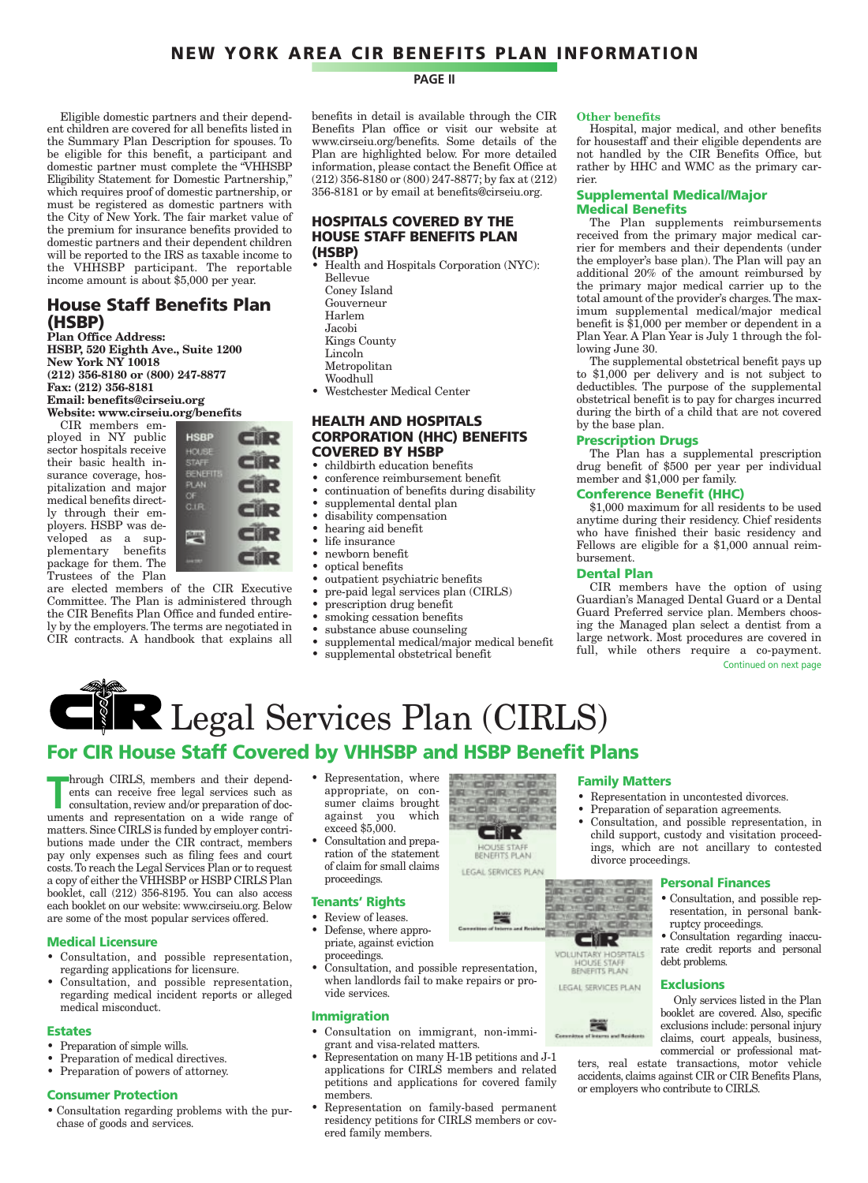# NEW YORK AREA CIR BENEFITS PLAN INFORMATION

Eligible domestic partners and their dependent children are covered for all benefits listed in the Summary Plan Description for spouses. To be eligible for this benefit, a participant and domestic partner must complete the "VHHSBP Eligibility Statement for Domestic Partnership," which requires proof of domestic partnership, or must be registered as domestic partners with the City of New York. The fair market value of the premium for insurance benefits provided to domestic partners and their dependent children will be reported to the IRS as taxable income to the VHHSBP participant. The reportable income amount is about $5,000 per year.

## House Staff Benefits Plan (HSBP)

**Plan Office Address:**
**HSBP, 520 Eighth Ave., Suite 1200**
**New York NY 10018**
**(212) 356-8180 or (800) 247-8877**
**Fax: (212) 356-8181**
**Email: benefits@cirseiu.org**
**Website: www.cirseiu.org/benefits**

CIR members employed in NY public sector hospitals receive their basic health insurance coverage, hospitalization and major medical benefits directly through their employers. HSBP was developed as a supplementary benefits package for them. The Trustees of the Plan are elected members of the CIR Executive Committee. The Plan is administered through the CIR Benefits Plan Office and funded entirely by the employers. The terms are negotiated in CIR contracts. A handbook that explains all benefits in detail is available through the CIR Benefits Plan office or visit our website at www.cirseiu.org/benefits. Some details of the Plan are highlighted below. For more detailed information, please contact the Benefit Office at (212) 356-8180 or (800) 247-8877; by fax at (212) 356-8181 or by email at benefits@cirseiu.org.

### HOSPITALS COVERED BY THE HOUSE STAFF BENEFITS PLAN (HSBP)

- Health and Hospitals Corporation (NYC):
  Bellevue
  Coney Island
  Gouverneur
  Harlem
  Jacobi
  Kings County
  Lincoln
  Metropolitan
  Woodhull
- Westchester Medical Center

### HEALTH AND HOSPITALS CORPORATION (HHC) BENEFITS COVERED BY HSBP

- childbirth education benefits
- conference reimbursement benefit
- continuation of benefits during disability
- supplemental dental plan
- disability compensation
- hearing aid benefit
- life insurance
- newborn benefit
- optical benefits
- outpatient psychiatric benefits
- pre-paid legal services plan (CIRLS)
- prescription drug benefit
- smoking cessation benefits
- substance abuse counseling
- supplemental medical/major medical benefit
- supplemental obstetrical benefit

### Other benefits

Hospital, major medical, and other benefits for housestaff and their eligible dependents are not handled by the CIR Benefits Office, but rather by HHC and WMC as the primary carrier.

### Supplemental Medical/Major Medical Benefits

The Plan supplements reimbursements received from the primary major medical carrier for members and their dependents (under the employer's base plan). The Plan will pay an additional 20% of the amount reimbursed by the primary major medical carrier up to the total amount of the provider's charges. The maximum supplemental medical/major medical benefit is $1,000 per member or dependent in a Plan Year. A Plan Year is July 1 through the following June 30.

The supplemental obstetrical benefit pays up to $1,000 per delivery and is not subject to deductibles. The purpose of the supplemental obstetrical benefit is to pay for charges incurred during the birth of a child that are not covered by the base plan.

### Prescription Drugs

The Plan has a supplemental prescription drug benefit of $500 per year per individual member and $1,000 per family.

### Conference Benefit (HHC)

$1,000 maximum for all residents to be used anytime during their residency. Chief residents who have finished their basic residency and Fellows are eligible for a $1,000 annual reimbursement.

### Dental Plan

CIR members have the option of using Guardian's Managed Dental Guard or a Dental Guard Preferred service plan. Members choosing the Managed plan select a dentist from a large network. Most procedures are covered in full, while others require a co-payment.

Continued on next page

# CIR Legal Services Plan (CIRLS)

## For CIR House Staff Covered by VHHSBP and HSBP Benefit Plans

Through CIRLS, members and their dependents can receive free legal services such as consultation, review and/or preparation of documents and representation on a wide range of matters. Since CIRLS is funded by employer contributions made under the CIR contract, members pay only expenses such as filing fees and court costs. To reach the Legal Services Plan or to request a copy of either the VHHSBP or HSBP CIRLS Plan booklet, call (212) 356-8195. You can also access each booklet on our website: www.cirseiu.org. Below are some of the most popular services offered.

### Medical Licensure

- Consultation, and possible representation, regarding applications for licensure.
- Consultation, and possible representation, regarding medical incident reports or alleged medical misconduct.

### Estates

- Preparation of simple wills.
- Preparation of medical directives.
- Preparation of powers of attorney.

### Consumer Protection

- Consultation regarding problems with the purchase of goods and services.
- Representation, where appropriate, on consumer claims brought against you which exceed $5,000.
- Consultation and preparation of the statement of claim for small claims proceedings.

### Tenants' Rights

- Review of leases.
- Defense, where appropriate, against eviction proceedings.
- Consultation, and possible representation, when landlords fail to make repairs or provide services.

### Immigration

- Consultation on immigrant, non-immigrant and visa-related matters.
- Representation on many H-1B petitions and J-1 applications for CIRLS members and related petitions and applications for covered family members.
- Representation on family-based permanent residency petitions for CIRLS members or covered family members.

### Family Matters

- Representation in uncontested divorces.
- Preparation of separation agreements.
- Consultation, and possible representation, in child support, custody and visitation proceedings, which are not ancillary to contested divorce proceedings.

### Personal Finances

- Consultation, and possible representation, in personal bankruptcy proceedings.
- Consultation regarding inaccurate credit reports and personal debt problems.

### Exclusions

Only services listed in the Plan booklet are covered. Also, specific exclusions include: personal injury claims, court appeals, business, commercial or professional matters, real estate transactions, motor vehicle accidents, claims against CIR or CIR Benefits Plans, or employers who contribute to CIRLS.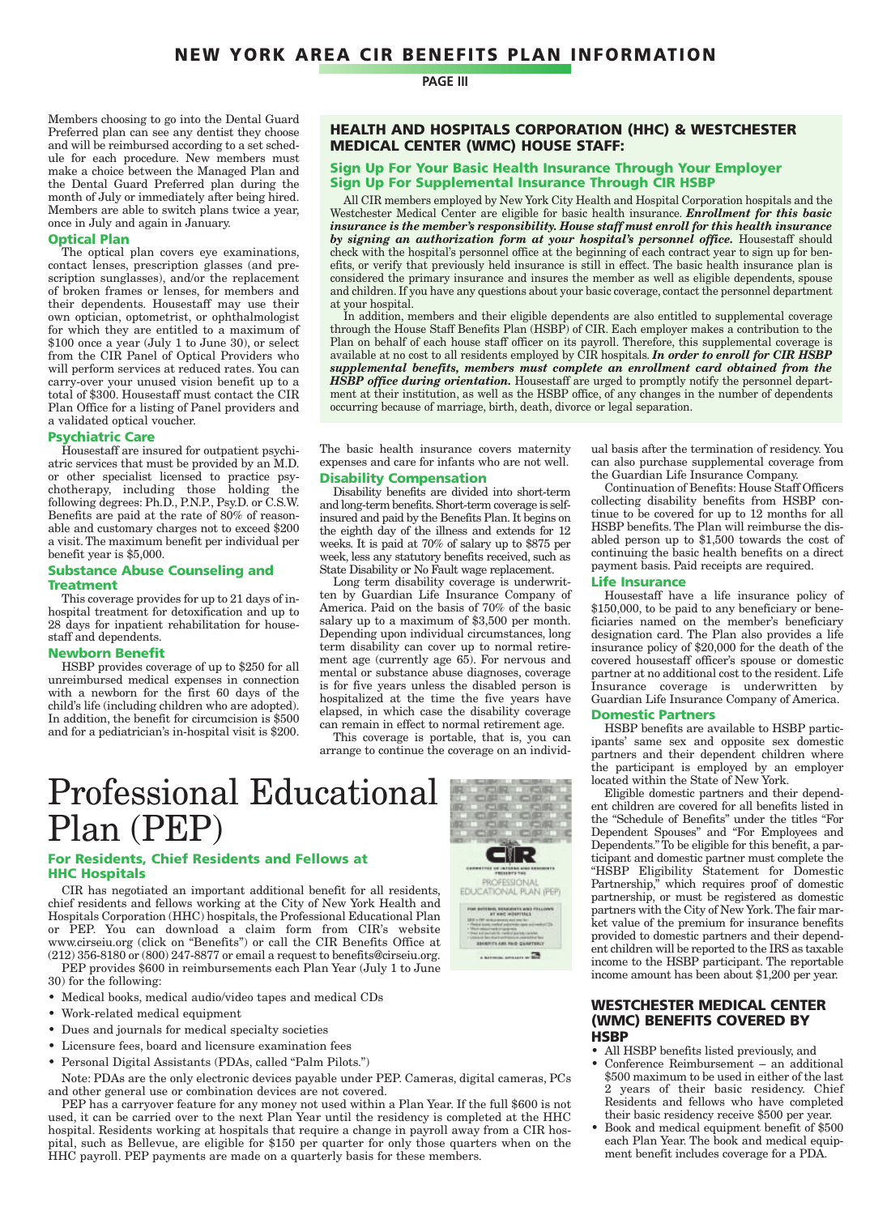Members choosing to go into the Dental Guard Preferred plan can see any dentist they choose and will be reimbursed according to a set schedule for each procedure. New members must make a choice between the Managed Plan and the Dental Guard Preferred plan during the month of July or immediately after being hired. Members are able to switch plans twice a year, once in July and again in January.

### Optical Plan

The optical plan covers eye examinations, contact lenses, prescription glasses (and prescription sunglasses), and/or the replacement of broken frames or lenses, for members and their dependents. Housestaff may use their own optician, optometrist, or ophthalmologist for which they are entitled to a maximum of $100 once a year (July 1 to June 30), or select from the CIR Panel of Optical Providers who will perform services at reduced rates. You can carry-over your unused vision benefit up to a total of $300. Housestaff must contact the CIR Plan Office for a listing of Panel providers and a validated optical voucher.

### Psychiatric Care

Housestaff are insured for outpatient psychiatric services that must be provided by an M.D. or other specialist licensed to practice psychotherapy, including those holding the following degrees: Ph.D., P.N.P., Psy.D. or C.S.W. Benefits are paid at the rate of 80% of reasonable and customary charges not to exceed $200 a visit. The maximum benefit per individual per benefit year is $5,000.

### Substance Abuse Counseling and Treatment

This coverage provides for up to 21 days of inhospital treatment for detoxification and up to 28 days for inpatient rehabilitation for housestaff and dependents.

### Newborn Benefit

HSBP provides coverage of up to $250 for all unreimbursed medical expenses in connection with a newborn for the first 60 days of the child's life (including children who are adopted). In addition, the benefit for circumcision is $500 and for a pediatrician's in-hospital visit is $200.

## HEALTH AND HOSPITALS CORPORATION (HHC) & WESTCHESTER MEDICAL CENTER (WMC) HOUSE STAFF:

### Sign Up For Your Basic Health Insurance Through Your Employer
### Sign Up For Supplemental Insurance Through CIR HSBP

All CIR members employed by New York City Health and Hospital Corporation hospitals and the Westchester Medical Center are eligible for basic health insurance. ***Enrollment for this basic insurance is the member's responsibility. House staff must enroll for this health insurance by signing an authorization form at your hospital's personnel office.*** Housestaff should check with the hospital's personnel office at the beginning of each contract year to sign up for benefits, or verify that previously held insurance is still in effect. The basic health insurance plan is considered the primary insurance and insures the member as well as eligible dependents, spouse and children. If you have any questions about your basic coverage, contact the personnel department at your hospital.

In addition, members and their eligible dependents are also entitled to supplemental coverage through the House Staff Benefits Plan (HSBP) of CIR. Each employer makes a contribution to the Plan on behalf of each house staff officer on its payroll. Therefore, this supplemental coverage is available at no cost to all residents employed by CIR hospitals. ***In order to enroll for CIR HSBP supplemental benefits, members must complete an enrollment card obtained from the HSBP office during orientation.*** Housestaff are urged to promptly notify the personnel department at their institution, as well as the HSBP office, of any changes in the number of dependents occurring because of marriage, birth, death, divorce or legal separation.

The basic health insurance covers maternity expenses and care for infants who are not well.

### Disability Compensation

Disability benefits are divided into short-term and long-term benefits. Short-term coverage is self-insured and paid by the Benefits Plan. It begins on the eighth day of the illness and extends for 12 weeks. It is paid at 70% of salary up to $875 per week, less any statutory benefits received, such as State Disability or No Fault wage replacement.

Long term disability coverage is underwritten by Guardian Life Insurance Company of America. Paid on the basis of 70% of the basic salary up to a maximum of $3,500 per month. Depending upon individual circumstances, long term disability can cover up to normal retirement age (currently age 65). For nervous and mental or substance abuse diagnoses, coverage is for five years unless the disabled person is hospitalized at the time the five years have elapsed, in which case the disability coverage can remain in effect to normal retirement age.

This coverage is portable, that is, you can arrange to continue the coverage on an individual basis after the termination of residency. You can also purchase supplemental coverage from the Guardian Life Insurance Company.

Continuation of Benefits: House Staff Officers collecting disability benefits from HSBP continue to be covered for up to 12 months for all HSBP benefits. The Plan will reimburse the disabled person up to $1,500 towards the cost of continuing the basic health benefits on a direct payment basis. Paid receipts are required.

### Life Insurance

Housestaff have a life insurance policy of $150,000, to be paid to any beneficiary or beneficiaries named on the member's beneficiary designation card. The Plan also provides a life insurance policy of $20,000 for the death of the covered housestaff officer's spouse or domestic partner at no additional cost to the resident. Life Insurance coverage is underwritten by Guardian Life Insurance Company of America.

### Domestic Partners

HSBP benefits are available to HSBP participants' same sex and opposite sex domestic partners and their dependent children where the participant is employed by an employer located within the State of New York.

Eligible domestic partners and their dependent children are covered for all benefits listed in the "Schedule of Benefits" under the titles "For Dependent Spouses" and "For Employees and Dependents." To be eligible for this benefit, a participant and domestic partner must complete the "HSBP Eligibility Statement for Domestic Partnership," which requires proof of domestic partnership, or must be registered as domestic partners with the City of New York. The fair market value of the premium for insurance benefits provided to domestic partners and their dependent children will be reported to the IRS as taxable income to the HSBP participant. The reportable income amount has been about $1,200 per year.

# Professional Educational Plan (PEP)

### For Residents, Chief Residents and Fellows at HHC Hospitals

CIR has negotiated an important additional benefit for all residents, chief residents and fellows working at the City of New York Health and Hospitals Corporation (HHC) hospitals, the Professional Educational Plan or PEP. You can download a claim form from CIR's website www.cirseiu.org (click on "Benefits") or call the CIR Benefits Office at (212) 356-8180 or (800) 247-8877 or email a request to benefits@cirseiu.org.

PEP provides $600 in reimbursements each Plan Year (July 1 to June 30) for the following:

- Medical books, medical audio/video tapes and medical CDs
- Work-related medical equipment
- Dues and journals for medical specialty societies
- Licensure fees, board and licensure examination fees
- Personal Digital Assistants (PDAs, called "Palm Pilots.")

Note: PDAs are the only electronic devices payable under PEP. Cameras, digital cameras, PCs and other general use or combination devices are not covered.

PEP has a carryover feature for any money not used within a Plan Year. If the full $600 is not used, it can be carried over to the next Plan Year until the residency is completed at the HHC hospital. Residents working at hospitals that require a change in payroll away from a CIR hospital, such as Bellevue, are eligible for $150 per quarter for only those quarters when on the HHC payroll. PEP payments are made on a quarterly basis for these members.

## WESTCHESTER MEDICAL CENTER (WMC) BENEFITS COVERED BY HSBP

- All HSBP benefits listed previously, and
- Conference Reimbursement – an additional $500 maximum to be used in either of the last 2 years of their basic residency. Chief Residents and fellows who have completed their basic residency receive $500 per year.
- Book and medical equipment benefit of $500 each Plan Year. The book and medical equipment benefit includes coverage for a PDA.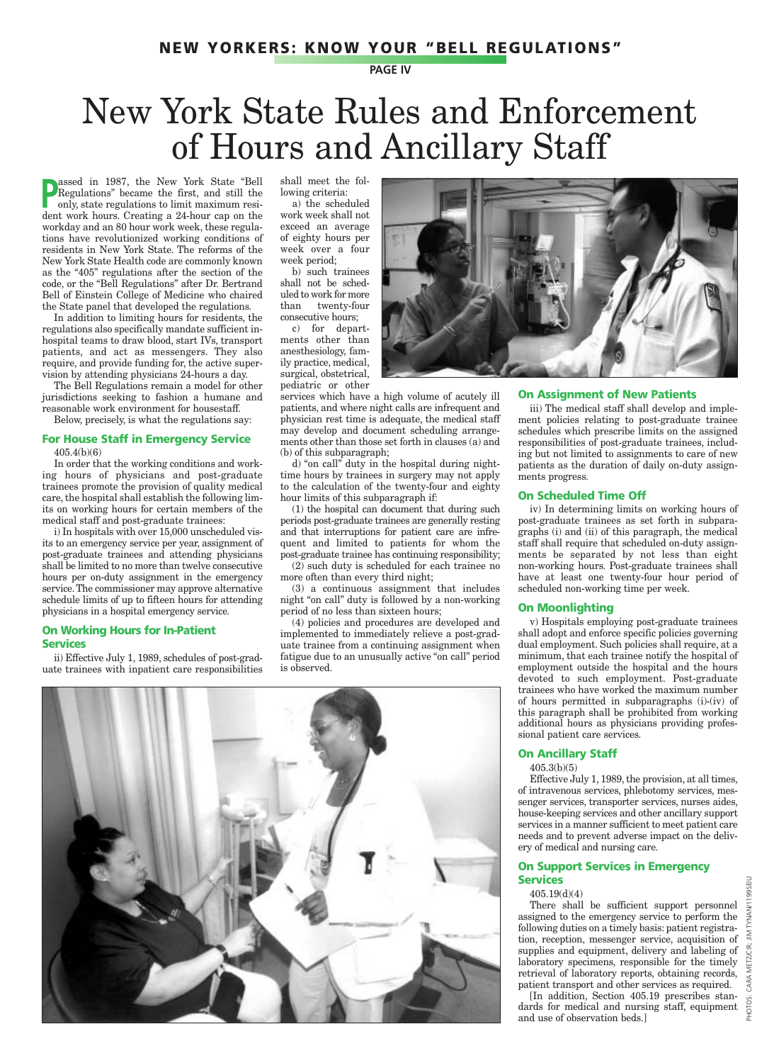# New York State Rules and Enforcement of Hours and Ancillary Staff

Passed in 1987, the New York State "Bell Regulations" became the first, and still the only, state regulations to limit maximum resident work hours. Creating a 24-hour cap on the workday and an 80 hour work week, these regulations have revolutionized working conditions of residents in New York State. The reforms of the New York State Health code are commonly known as the "405" regulations after the section of the code, or the "Bell Regulations" after Dr. Bertrand Bell of Einstein College of Medicine who chaired the State panel that developed the regulations.

In addition to limiting hours for residents, the regulations also specifically mandate sufficient in-hospital teams to draw blood, start IVs, transport patients, and act as messengers. They also require, and provide funding for, the active supervision by attending physicians 24-hours a day.

The Bell Regulations remain a model for other jurisdictions seeking to fashion a humane and reasonable work environment for housestaff.

Below, precisely, is what the regulations say:

## For House Staff in Emergency Service

405.4(b)(6)

In order that the working conditions and working hours of physicians and post-graduate trainees promote the provision of quality medical care, the hospital shall establish the following limits on working hours for certain members of the medical staff and post-graduate trainees:

i) In hospitals with over 15,000 unscheduled visits to an emergency service per year, assignment of post-graduate trainees and attending physicians shall be limited to no more than twelve consecutive hours per on-duty assignment in the emergency service. The commissioner may approve alternative schedule limits of up to fifteen hours for attending physicians in a hospital emergency service.

## On Working Hours for In-Patient Services

ii) Effective July 1, 1989, schedules of post-graduate trainees with inpatient care responsibilities shall meet the following criteria:

a) the scheduled work week shall not exceed an average of eighty hours per week over a four week period;

b) such trainees shall not be scheduled to work for more than twenty-four consecutive hours;

c) for departments other than anesthesiology, family practice, medical, surgical, obstetrical, pediatric or other services which have a high volume of acutely ill patients, and where night calls are infrequent and physician rest time is adequate, the medical staff may develop and document scheduling arrangements other than those set forth in clauses (a) and (b) of this subparagraph;

d) "on call" duty in the hospital during nighttime hours by trainees in surgery may not apply to the calculation of the twenty-four and eighty hour limits of this subparagraph if:

(1) the hospital can document that during such periods post-graduate trainees are generally resting and that interruptions for patient care are infrequent and limited to patients for whom the post-graduate trainee has continuing responsibility;

(2) such duty is scheduled for each trainee no more often than every third night;

(3) a continuous assignment that includes night "on call" duty is followed by a non-working period of no less than sixteen hours;

(4) policies and procedures are developed and implemented to immediately relieve a post-graduate trainee from a continuing assignment when fatigue due to an unusually active "on call" period is observed.

## On Assignment of New Patients

iii) The medical staff shall develop and implement policies relating to post-graduate trainee schedules which prescribe limits on the assigned responsibilities of post-graduate trainees, including but not limited to assignments to care of new patients as the duration of daily on-duty assignments progress.

## On Scheduled Time Off

iv) In determining limits on working hours of post-graduate trainees as set forth in subparagraphs (i) and (ii) of this paragraph, the medical staff shall require that scheduled on-duty assignments be separated by not less than eight non-working hours. Post-graduate trainees shall have at least one twenty-four hour period of scheduled non-working time per week.

## On Moonlighting

v) Hospitals employing post-graduate trainees shall adopt and enforce specific policies governing dual employment. Such policies shall require, at a minimum, that each trainee notify the hospital of employment outside the hospital and the hours devoted to such employment. Post-graduate trainees who have worked the maximum number of hours permitted in subparagraphs (i)-(iv) of this paragraph shall be prohibited from working additional hours as physicians providing professional patient care services.

## On Ancillary Staff

405.3(b)(5)

Effective July 1, 1989, the provision, at all times, of intravenous services, phlebotomy services, messenger services, transporter services, nurses aides, house-keeping services and other ancillary support services in a manner sufficient to meet patient care needs and to prevent adverse impact on the delivery of medical and nursing care.

## On Support Services in Emergency Services

405.19(d)(4)

There shall be sufficient support personnel assigned to the emergency service to perform the following duties on a timely basis: patient registration, reception, messenger service, acquisition of supplies and equipment, delivery and labeling of laboratory specimens, responsible for the timely retrieval of laboratory reports, obtaining records, patient transport and other services as required.

[In addition, Section 405.19 prescribes standards for medical and nursing staff, equipment and use of observation beds.]

PHOTOS: CARA METZ/CIR; JIM TYNAN/1199SEIU